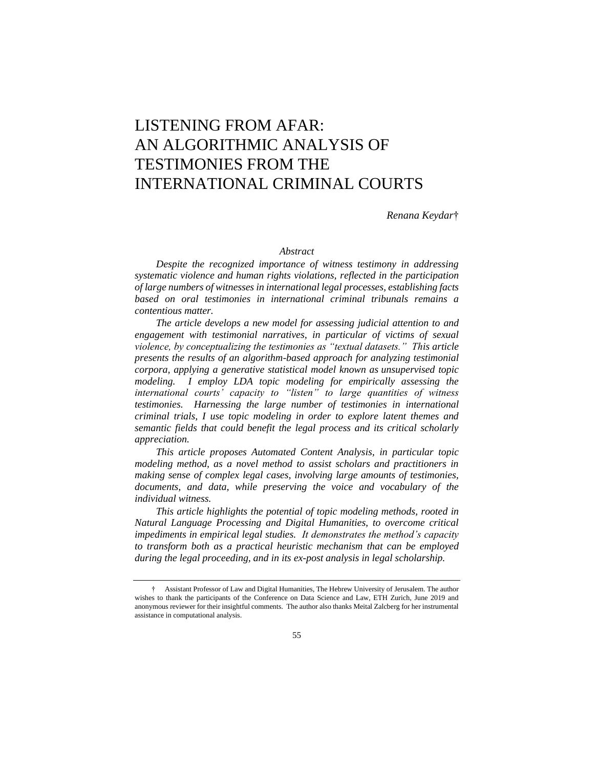# LISTENING FROM AFAR: AN ALGORITHMIC ANALYSIS OF TESTIMONIES FROM THE INTERNATIONAL CRIMINAL COURTS

*Renana Keydar*†

*Abstract*

*Despite the recognized importance of witness testimony in addressing systematic violence and human rights violations, reflected in the participation of large numbers of witnesses in international legal processes, establishing facts based on oral testimonies in international criminal tribunals remains a contentious matter.*

*The article develops a new model for assessing judicial attention to and engagement with testimonial narratives, in particular of victims of sexual violence, by conceptualizing the testimonies as "textual datasets." This article presents the results of an algorithm-based approach for analyzing testimonial corpora, applying a generative statistical model known as unsupervised topic modeling. I employ LDA topic modeling for empirically assessing the international courts' capacity to "listen" to large quantities of witness testimonies. Harnessing the large number of testimonies in international criminal trials, I use topic modeling in order to explore latent themes and semantic fields that could benefit the legal process and its critical scholarly appreciation.*

*This article proposes Automated Content Analysis, in particular topic modeling method, as a novel method to assist scholars and practitioners in making sense of complex legal cases, involving large amounts of testimonies, documents, and data, while preserving the voice and vocabulary of the individual witness.*

*This article highlights the potential of topic modeling methods, rooted in Natural Language Processing and Digital Humanities, to overcome critical impediments in empirical legal studies. It demonstrates the method's capacity to transform both as a practical heuristic mechanism that can be employed during the legal proceeding, and in its ex-post analysis in legal scholarship.*

---

† Assistant Professor of Law and Digital Humanities, The Hebrew University of Jerusalem. The author wishes to thank the participants of the Conference on Data Science and Law, ETH Zurich, June 2019 and anonymous reviewer for their insightful comments. The author also thanks Meital Zalcberg for her instrumental assistance in computational analysis.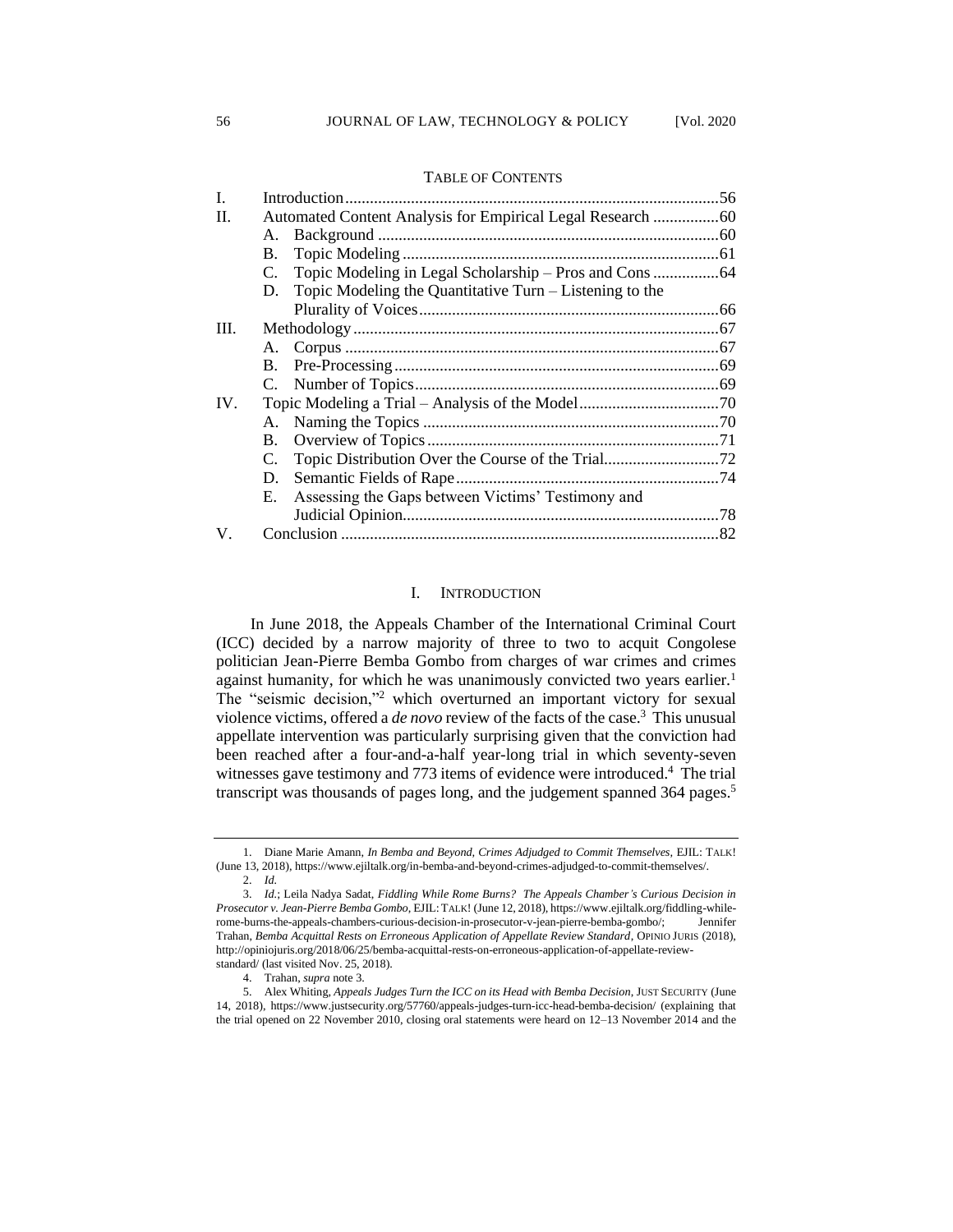TABLE OF CONTENTS

| | | |
|---|---|---|
| I. | Introduction | 56 |
| II. | Automated Content Analysis for Empirical Legal Research | 60 |
| | A. Background | 60 |
| | B. Topic Modeling | 61 |
| | C. Topic Modeling in Legal Scholarship – Pros and Cons | 64 |
| | D. Topic Modeling the Quantitative Turn – Listening to the Plurality of Voices | 66 |
| III. | Methodology | 67 |
| | A. Corpus | 67 |
| | B. Pre-Processing | 69 |
| | C. Number of Topics | 69 |
| IV. | Topic Modeling a Trial – Analysis of the Model | 70 |
| | A. Naming the Topics | 70 |
| | B. Overview of Topics | 71 |
| | C. Topic Distribution Over the Course of the Trial | 72 |
| | D. Semantic Fields of Rape | 74 |
| | E. Assessing the Gaps between Victims' Testimony and Judicial Opinion | 78 |
| V. | Conclusion | 82 |

## I. INTRODUCTION

In June 2018, the Appeals Chamber of the International Criminal Court (ICC) decided by a narrow majority of three to two to acquit Congolese politician Jean-Pierre Bemba Gombo from charges of war crimes and crimes against humanity, for which he was unanimously convicted two years earlier.[1] The "seismic decision,"[2] which overturned an important victory for sexual violence victims, offered a *de novo* review of the facts of the case.[3] This unusual appellate intervention was particularly surprising given that the conviction had been reached after a four-and-a-half year-long trial in which seventy-seven witnesses gave testimony and 773 items of evidence were introduced.[4] The trial transcript was thousands of pages long, and the judgement spanned 364 pages.[5]

---

1. Diane Marie Amann, *In Bemba and Beyond, Crimes Adjudged to Commit Themselves*, EJIL: TALK! (June 13, 2018), https://www.ejiltalk.org/in-bemba-and-beyond-crimes-adjudged-to-commit-themselves/.

2. *Id.*

3. *Id.*; Leila Nadya Sadat, *Fiddling While Rome Burns? The Appeals Chamber's Curious Decision in Prosecutor v. Jean-Pierre Bemba Gombo*, EJIL: TALK! (June 12, 2018), https://www.ejiltalk.org/fiddling-while-rome-burns-the-appeals-chambers-curious-decision-in-prosecutor-v-jean-pierre-bemba-gombo/; Jennifer Trahan, *Bemba Acquittal Rests on Erroneous Application of Appellate Review Standard*, OPINIO JURIS (2018), http://opiniojuris.org/2018/06/25/bemba-acquittal-rests-on-erroneous-application-of-appellate-review-standard/ (last visited Nov. 25, 2018).

4. Trahan, *supra* note 3.

5. Alex Whiting, *Appeals Judges Turn the ICC on its Head with Bemba Decision*, JUST SECURITY (June 14, 2018), https://www.justsecurity.org/57760/appeals-judges-turn-icc-head-bemba-decision/ (explaining that the trial opened on 22 November 2010, closing oral statements were heard on 12–13 November 2014 and the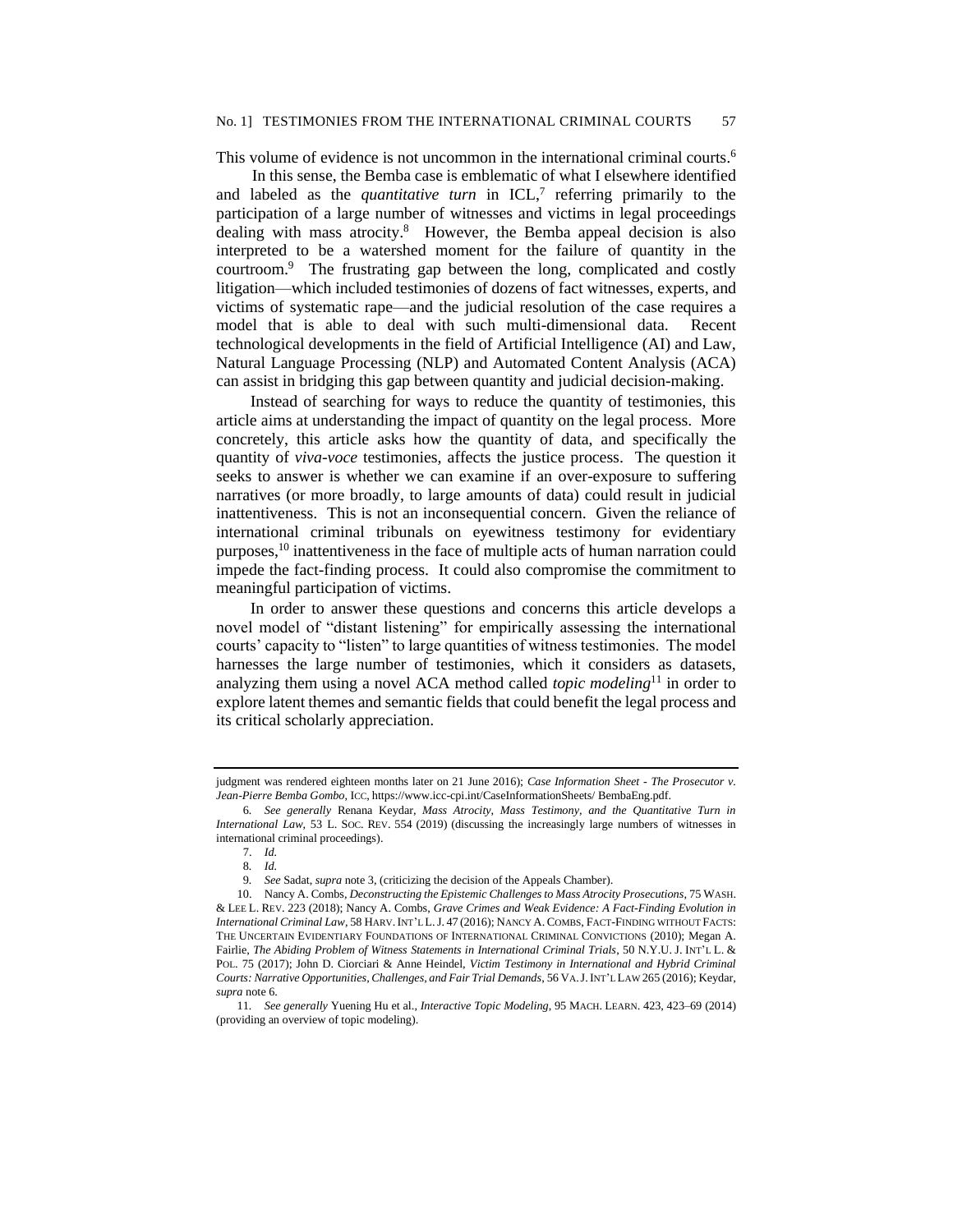This volume of evidence is not uncommon in the international criminal courts.[6]

In this sense, the Bemba case is emblematic of what I elsewhere identified and labeled as the *quantitative turn* in ICL,[7] referring primarily to the participation of a large number of witnesses and victims in legal proceedings dealing with mass atrocity.[8] However, the Bemba appeal decision is also interpreted to be a watershed moment for the failure of quantity in the courtroom.[9] The frustrating gap between the long, complicated and costly litigation—which included testimonies of dozens of fact witnesses, experts, and victims of systematic rape—and the judicial resolution of the case requires a model that is able to deal with such multi-dimensional data. Recent technological developments in the field of Artificial Intelligence (AI) and Law, Natural Language Processing (NLP) and Automated Content Analysis (ACA) can assist in bridging this gap between quantity and judicial decision-making.

Instead of searching for ways to reduce the quantity of testimonies, this article aims at understanding the impact of quantity on the legal process. More concretely, this article asks how the quantity of data, and specifically the quantity of *viva-voce* testimonies, affects the justice process. The question it seeks to answer is whether we can examine if an over-exposure to suffering narratives (or more broadly, to large amounts of data) could result in judicial inattentiveness. This is not an inconsequential concern. Given the reliance of international criminal tribunals on eyewitness testimony for evidentiary purposes,[10] inattentiveness in the face of multiple acts of human narration could impede the fact-finding process. It could also compromise the commitment to meaningful participation of victims.

In order to answer these questions and concerns this article develops a novel model of "distant listening" for empirically assessing the international courts' capacity to "listen" to large quantities of witness testimonies. The model harnesses the large number of testimonies, which it considers as datasets, analyzing them using a novel ACA method called *topic modeling*[11] in order to explore latent themes and semantic fields that could benefit the legal process and its critical scholarly appreciation.

---

judgment was rendered eighteen months later on 21 June 2016); *Case Information Sheet - The Prosecutor v. Jean-Pierre Bemba Gombo*, ICC, https://www.icc-cpi.int/CaseInformationSheets/ BembaEng.pdf.

6. *See generally* Renana Keydar, *Mass Atrocity, Mass Testimony, and the Quantitative Turn in International Law*, 53 L. SOC. REV. 554 (2019) (discussing the increasingly large numbers of witnesses in international criminal proceedings).

7. *Id.*

8. *Id.*

9. *See* Sadat, *supra* note 3, (criticizing the decision of the Appeals Chamber).

10. Nancy A. Combs, *Deconstructing the Epistemic Challenges to Mass Atrocity Prosecutions*, 75 WASH. & LEE L. REV. 223 (2018); Nancy A. Combs, *Grave Crimes and Weak Evidence: A Fact-Finding Evolution in International Criminal Law*, 58 HARV. INT'L L. J. 47 (2016); NANCY A. COMBS, FACT-FINDING WITHOUT FACTS: THE UNCERTAIN EVIDENTIARY FOUNDATIONS OF INTERNATIONAL CRIMINAL CONVICTIONS (2010); Megan A. Fairlie, *The Abiding Problem of Witness Statements in International Criminal Trials*, 50 N.Y.U. J. INT'L L. & POL. 75 (2017); John D. Ciorciari & Anne Heindel, *Victim Testimony in International and Hybrid Criminal Courts: Narrative Opportunities, Challenges, and Fair Trial Demands*, 56 VA. J. INT'L LAW 265 (2016); Keydar, *supra* note 6.

11. *See generally* Yuening Hu et al., *Interactive Topic Modeling*, 95 MACH. LEARN. 423, 423–69 (2014) (providing an overview of topic modeling).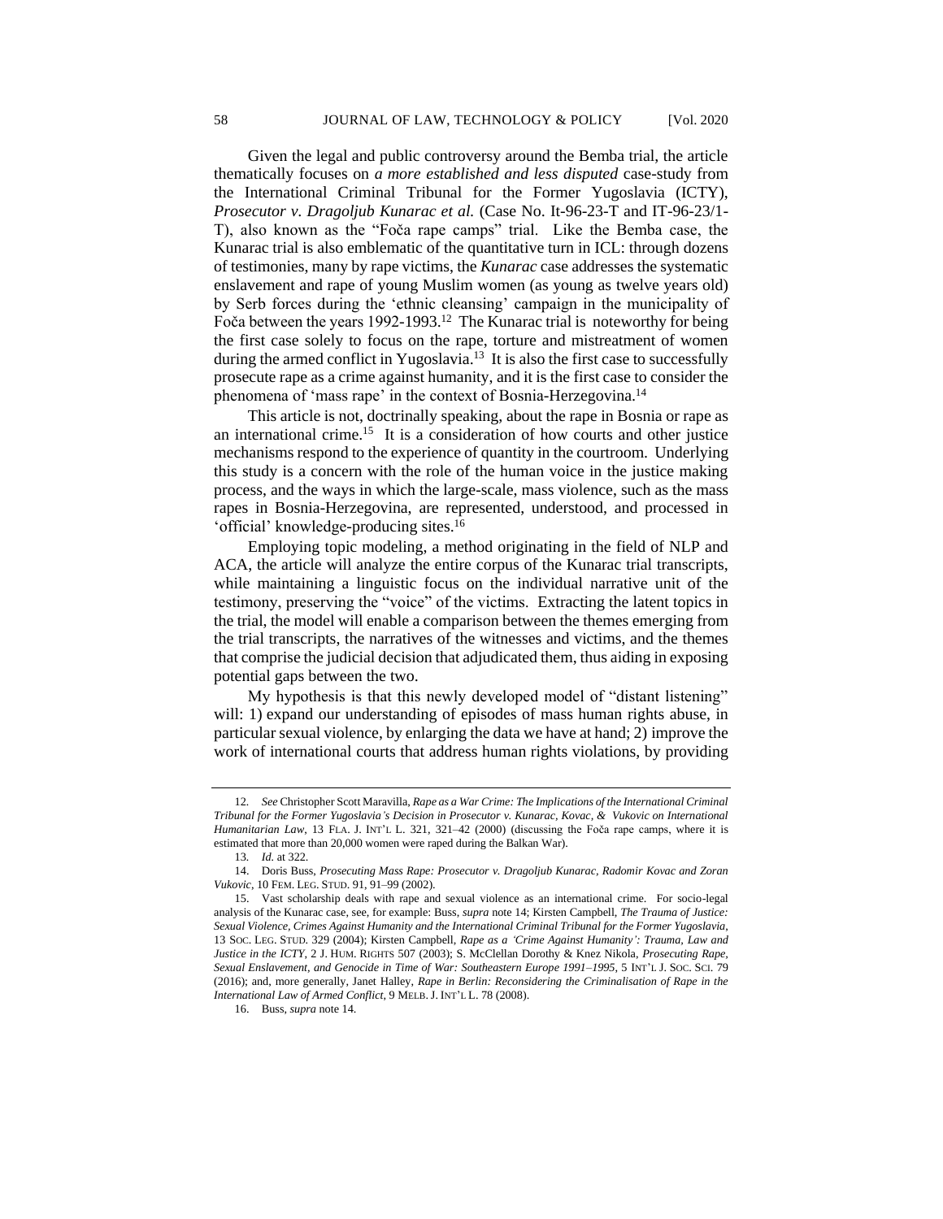Given the legal and public controversy around the Bemba trial, the article thematically focuses on *a more established and less disputed* case-study from the International Criminal Tribunal for the Former Yugoslavia (ICTY), *Prosecutor v. Dragoljub Kunarac et al.* (Case No. It-96-23-T and IT-96-23/1-T), also known as the "Foča rape camps" trial. Like the Bemba case, the Kunarac trial is also emblematic of the quantitative turn in ICL: through dozens of testimonies, many by rape victims, the *Kunarac* case addresses the systematic enslavement and rape of young Muslim women (as young as twelve years old) by Serb forces during the 'ethnic cleansing' campaign in the municipality of Foča between the years 1992-1993.[12] The Kunarac trial is noteworthy for being the first case solely to focus on the rape, torture and mistreatment of women during the armed conflict in Yugoslavia.[13] It is also the first case to successfully prosecute rape as a crime against humanity, and it is the first case to consider the phenomena of 'mass rape' in the context of Bosnia-Herzegovina.[14]

This article is not, doctrinally speaking, about the rape in Bosnia or rape as an international crime.[15] It is a consideration of how courts and other justice mechanisms respond to the experience of quantity in the courtroom. Underlying this study is a concern with the role of the human voice in the justice making process, and the ways in which the large-scale, mass violence, such as the mass rapes in Bosnia-Herzegovina, are represented, understood, and processed in 'official' knowledge-producing sites.[16]

Employing topic modeling, a method originating in the field of NLP and ACA, the article will analyze the entire corpus of the Kunarac trial transcripts, while maintaining a linguistic focus on the individual narrative unit of the testimony, preserving the "voice" of the victims. Extracting the latent topics in the trial, the model will enable a comparison between the themes emerging from the trial transcripts, the narratives of the witnesses and victims, and the themes that comprise the judicial decision that adjudicated them, thus aiding in exposing potential gaps between the two.

My hypothesis is that this newly developed model of "distant listening" will: 1) expand our understanding of episodes of mass human rights abuse, in particular sexual violence, by enlarging the data we have at hand; 2) improve the work of international courts that address human rights violations, by providing

---

12. *See* Christopher Scott Maravilla, *Rape as a War Crime: The Implications of the International Criminal Tribunal for the Former Yugoslavia's Decision in Prosecutor v. Kunarac, Kovac, & Vukovic on International Humanitarian Law*, 13 FLA. J. INT'L L. 321, 321–42 (2000) (discussing the Foča rape camps, where it is estimated that more than 20,000 women were raped during the Balkan War).

13. *Id.* at 322.

14. Doris Buss, *Prosecuting Mass Rape: Prosecutor v. Dragoljub Kunarac, Radomir Kovac and Zoran Vukovic*, 10 FEM. LEG. STUD. 91, 91–99 (2002).

15. Vast scholarship deals with rape and sexual violence as an international crime. For socio-legal analysis of the Kunarac case, see, for example: Buss, *supra* note 14; Kirsten Campbell, *The Trauma of Justice: Sexual Violence, Crimes Against Humanity and the International Criminal Tribunal for the Former Yugoslavia*, 13 SOC. LEG. STUD. 329 (2004); Kirsten Campbell, *Rape as a 'Crime Against Humanity': Trauma, Law and Justice in the ICTY*, 2 J. HUM. RIGHTS 507 (2003); S. McClellan Dorothy & Knez Nikola, *Prosecuting Rape, Sexual Enslavement, and Genocide in Time of War: Southeastern Europe 1991–1995*, 5 INT'L J. SOC. SCI. 79 (2016); and, more generally, Janet Halley, *Rape in Berlin: Reconsidering the Criminalisation of Rape in the International Law of Armed Conflict*, 9 MELB. J. INT'L L. 78 (2008).

16. Buss, *supra* note 14.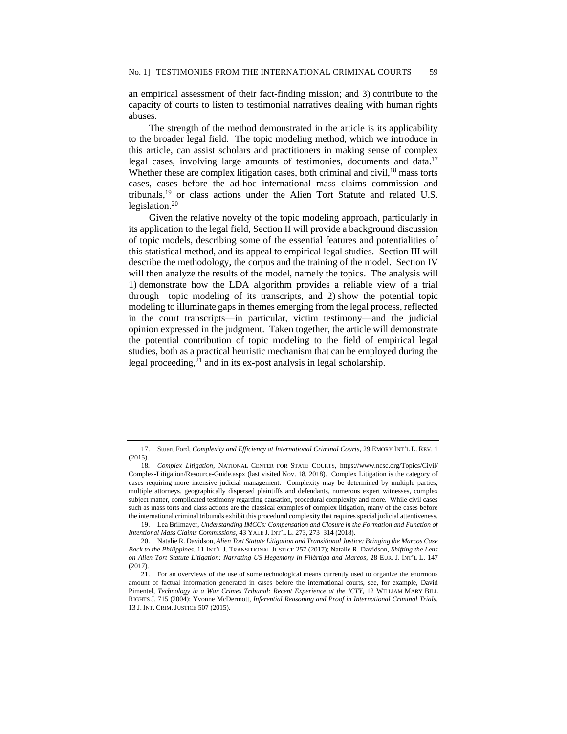an empirical assessment of their fact-finding mission; and 3) contribute to the capacity of courts to listen to testimonial narratives dealing with human rights abuses.

The strength of the method demonstrated in the article is its applicability to the broader legal field. The topic modeling method, which we introduce in this article, can assist scholars and practitioners in making sense of complex legal cases, involving large amounts of testimonies, documents and data.[17] Whether these are complex litigation cases, both criminal and civil,[18] mass torts cases, cases before the ad-hoc international mass claims commission and tribunals,[19] or class actions under the Alien Tort Statute and related U.S. legislation.[20]

Given the relative novelty of the topic modeling approach, particularly in its application to the legal field, Section II will provide a background discussion of topic models, describing some of the essential features and potentialities of this statistical method, and its appeal to empirical legal studies. Section III will describe the methodology, the corpus and the training of the model. Section IV will then analyze the results of the model, namely the topics. The analysis will 1) demonstrate how the LDA algorithm provides a reliable view of a trial through topic modeling of its transcripts, and 2) show the potential topic modeling to illuminate gaps in themes emerging from the legal process, reflected in the court transcripts—in particular, victim testimony—and the judicial opinion expressed in the judgment. Taken together, the article will demonstrate the potential contribution of topic modeling to the field of empirical legal studies, both as a practical heuristic mechanism that can be employed during the legal proceeding,[21] and in its ex-post analysis in legal scholarship.

---

17. Stuart Ford, *Complexity and Efficiency at International Criminal Courts*, 29 EMORY INT'L L. REV. 1 (2015).

18. *Complex Litigation*, NATIONAL CENTER FOR STATE COURTS, https://www.ncsc.org/Topics/Civil/Complex-Litigation/Resource-Guide.aspx (last visited Nov. 18, 2018). Complex Litigation is the category of cases requiring more intensive judicial management. Complexity may be determined by multiple parties, multiple attorneys, geographically dispersed plaintiffs and defendants, numerous expert witnesses, complex subject matter, complicated testimony regarding causation, procedural complexity and more. While civil cases such as mass torts and class actions are the classical examples of complex litigation, many of the cases before the international criminal tribunals exhibit this procedural complexity that requires special judicial attentiveness.

19. Lea Brilmayer, *Understanding IMCCs: Compensation and Closure in the Formation and Function of Intentional Mass Claims Commissions*, 43 YALE J. INT'L L. 273, 273–314 (2018).

20. Natalie R. Davidson, *Alien Tort Statute Litigation and Transitional Justice: Bringing the Marcos Case Back to the Philippines*, 11 INT'L J. TRANSITIONAL JUSTICE 257 (2017); Natalie R. Davidson, *Shifting the Lens on Alien Tort Statute Litigation: Narrating US Hegemony in Filártiga and Marcos*, 28 EUR. J. INT'L L. 147 (2017).

21. For an overviews of the use of some technological means currently used to organize the enormous amount of factual information generated in cases before the international courts, see, for example, David Pimentel, *Technology in a War Crimes Tribunal: Recent Experience at the ICTY*, 12 WILLIAM MARY BILL RIGHTS J. 715 (2004); Yvonne McDermott, *Inferential Reasoning and Proof in International Criminal Trials*, 13 J. INT. CRIM. JUSTICE 507 (2015).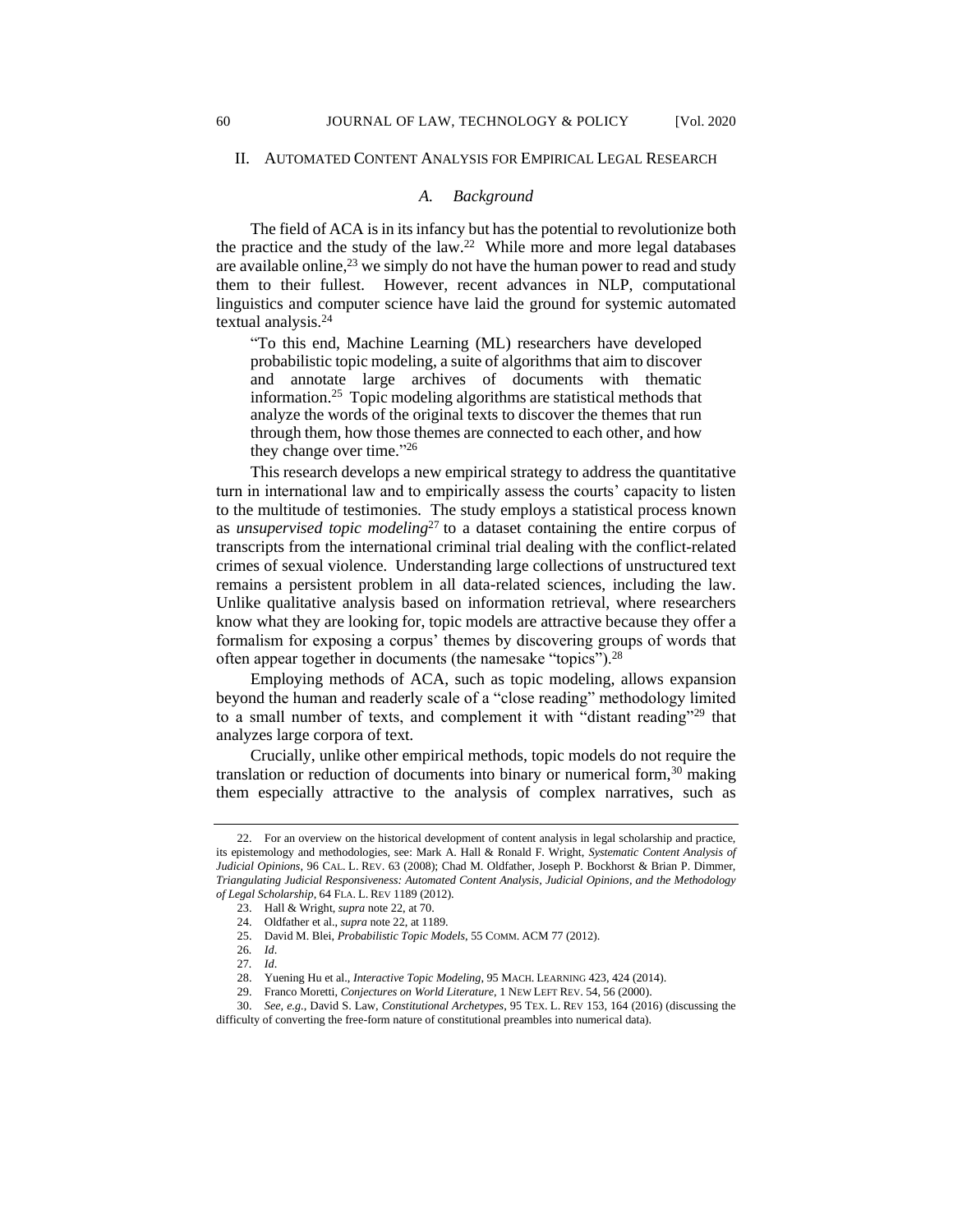## II. AUTOMATED CONTENT ANALYSIS FOR EMPIRICAL LEGAL RESEARCH

### *A. Background*

The field of ACA is in its infancy but has the potential to revolutionize both the practice and the study of the law.[22] While more and more legal databases are available online,[23] we simply do not have the human power to read and study them to their fullest. However, recent advances in NLP, computational linguistics and computer science have laid the ground for systemic automated textual analysis.[24]

> "To this end, Machine Learning (ML) researchers have developed probabilistic topic modeling, a suite of algorithms that aim to discover and annotate large archives of documents with thematic information.[25] Topic modeling algorithms are statistical methods that analyze the words of the original texts to discover the themes that run through them, how those themes are connected to each other, and how they change over time."[26]

This research develops a new empirical strategy to address the quantitative turn in international law and to empirically assess the courts' capacity to listen to the multitude of testimonies. The study employs a statistical process known as *unsupervised topic modeling*[27] to a dataset containing the entire corpus of transcripts from the international criminal trial dealing with the conflict-related crimes of sexual violence. Understanding large collections of unstructured text remains a persistent problem in all data-related sciences, including the law. Unlike qualitative analysis based on information retrieval, where researchers know what they are looking for, topic models are attractive because they offer a formalism for exposing a corpus' themes by discovering groups of words that often appear together in documents (the namesake "topics").[28]

Employing methods of ACA, such as topic modeling, allows expansion beyond the human and readerly scale of a "close reading" methodology limited to a small number of texts, and complement it with "distant reading"[29] that analyzes large corpora of text.

Crucially, unlike other empirical methods, topic models do not require the translation or reduction of documents into binary or numerical form,[30] making them especially attractive to the analysis of complex narratives, such as

---

22. For an overview on the historical development of content analysis in legal scholarship and practice, its epistemology and methodologies, see: Mark A. Hall & Ronald F. Wright, *Systematic Content Analysis of Judicial Opinions*, 96 CAL. L. REV. 63 (2008); Chad M. Oldfather, Joseph P. Bockhorst & Brian P. Dimmer, *Triangulating Judicial Responsiveness: Automated Content Analysis, Judicial Opinions, and the Methodology of Legal Scholarship*, 64 FLA. L. REV 1189 (2012).

23. Hall & Wright, *supra* note 22, at 70.

24. Oldfather et al., *supra* note 22, at 1189.

25. David M. Blei, *Probabilistic Topic Models*, 55 COMM. ACM 77 (2012).

26. *Id*.

27. *Id*.

28. Yuening Hu et al., *Interactive Topic Modeling*, 95 MACH. LEARNING 423, 424 (2014).

29. Franco Moretti, *Conjectures on World Literature*, 1 NEW LEFT REV. 54, 56 (2000).

30. *See, e.g.*, David S. Law, *Constitutional Archetypes*, 95 TEX. L. REV 153, 164 (2016) (discussing the difficulty of converting the free-form nature of constitutional preambles into numerical data).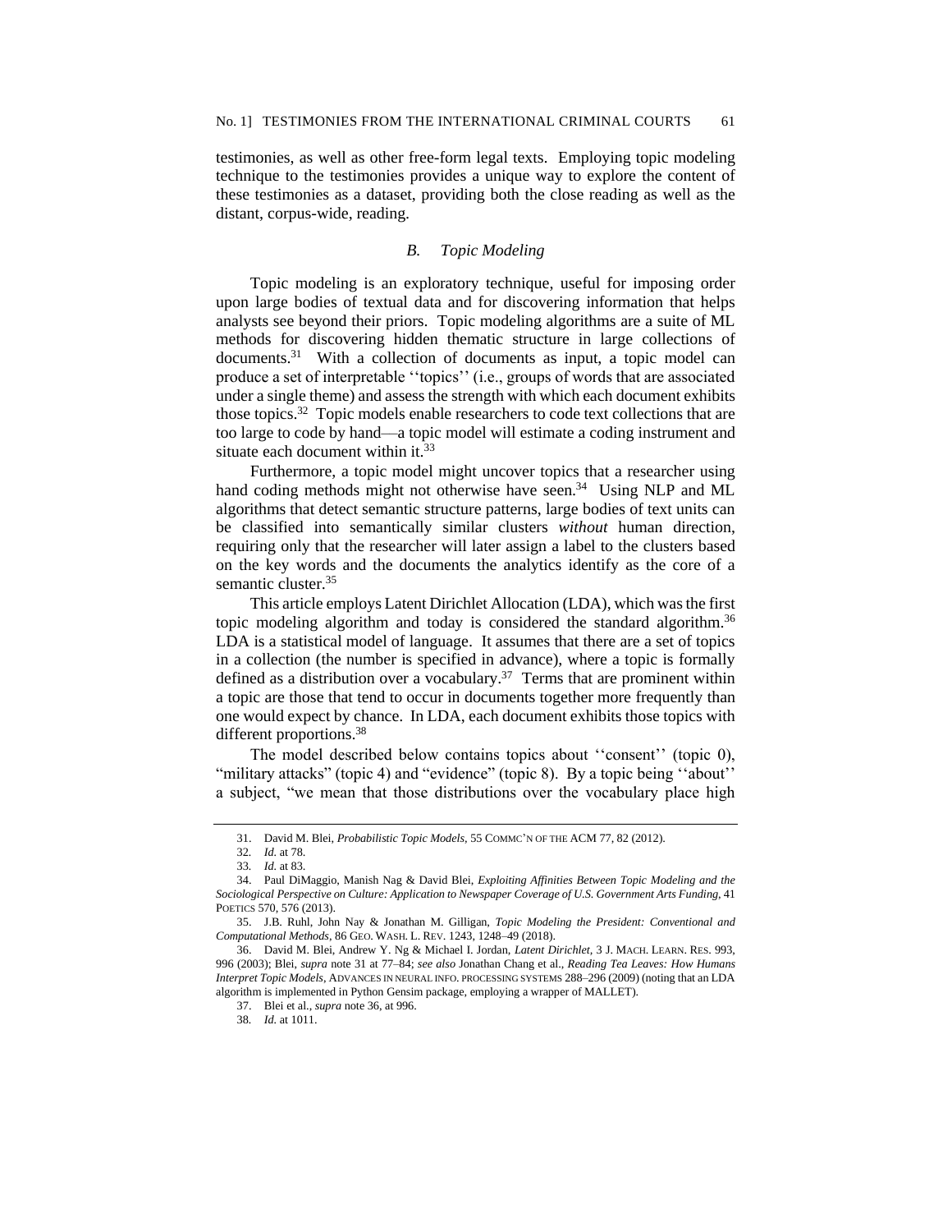testimonies, as well as other free-form legal texts. Employing topic modeling technique to the testimonies provides a unique way to explore the content of these testimonies as a dataset, providing both the close reading as well as the distant, corpus-wide, reading.

### *B. Topic Modeling*

Topic modeling is an exploratory technique, useful for imposing order upon large bodies of textual data and for discovering information that helps analysts see beyond their priors. Topic modeling algorithms are a suite of ML methods for discovering hidden thematic structure in large collections of documents.[31] With a collection of documents as input, a topic model can produce a set of interpretable ''topics'' (i.e., groups of words that are associated under a single theme) and assess the strength with which each document exhibits those topics.[32] Topic models enable researchers to code text collections that are too large to code by hand—a topic model will estimate a coding instrument and situate each document within it.[33]

Furthermore, a topic model might uncover topics that a researcher using hand coding methods might not otherwise have seen.[34] Using NLP and ML algorithms that detect semantic structure patterns, large bodies of text units can be classified into semantically similar clusters *without* human direction, requiring only that the researcher will later assign a label to the clusters based on the key words and the documents the analytics identify as the core of a semantic cluster.[35]

This article employs Latent Dirichlet Allocation (LDA), which was the first topic modeling algorithm and today is considered the standard algorithm.[36] LDA is a statistical model of language. It assumes that there are a set of topics in a collection (the number is specified in advance), where a topic is formally defined as a distribution over a vocabulary.[37] Terms that are prominent within a topic are those that tend to occur in documents together more frequently than one would expect by chance. In LDA, each document exhibits those topics with different proportions.[38]

The model described below contains topics about ''consent'' (topic 0), "military attacks" (topic 4) and "evidence" (topic 8). By a topic being ''about'' a subject, "we mean that those distributions over the vocabulary place high

---

31. David M. Blei, *Probabilistic Topic Models*, 55 COMMC'N OF THE ACM 77, 82 (2012).

32. *Id.* at 78.

33. *Id.* at 83.

34. Paul DiMaggio, Manish Nag & David Blei, *Exploiting Affinities Between Topic Modeling and the Sociological Perspective on Culture: Application to Newspaper Coverage of U.S. Government Arts Funding*, 41 POETICS 570, 576 (2013).

35. J.B. Ruhl, John Nay & Jonathan M. Gilligan, *Topic Modeling the President: Conventional and Computational Methods*, 86 GEO. WASH. L. REV. 1243, 1248–49 (2018).

36. David M. Blei, Andrew Y. Ng & Michael I. Jordan, *Latent Dirichlet*, 3 J. MACH. LEARN. RES. 993, 996 (2003); Blei, *supra* note 31 at 77–84; *see also* Jonathan Chang et al., *Reading Tea Leaves: How Humans Interpret Topic Models*, ADVANCES IN NEURAL INFO. PROCESSING SYSTEMS 288–296 (2009) (noting that an LDA algorithm is implemented in Python Gensim package, employing a wrapper of MALLET).

37. Blei et al., *supra* note 36, at 996.

38. *Id.* at 1011.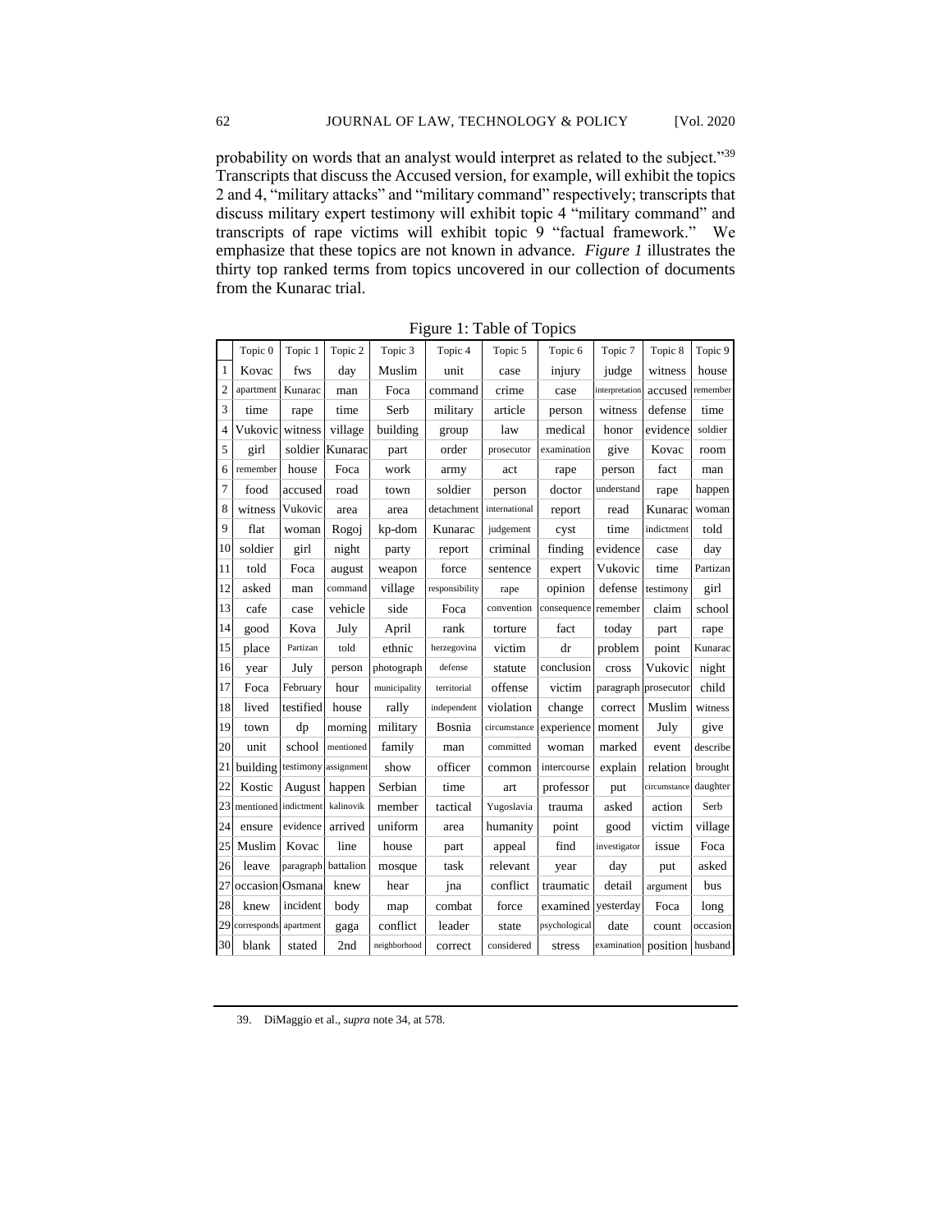probability on words that an analyst would interpret as related to the subject."[39] Transcripts that discuss the Accused version, for example, will exhibit the topics 2 and 4, "military attacks" and "military command" respectively; transcripts that discuss military expert testimony will exhibit topic 4 "military command" and transcripts of rape victims will exhibit topic 9 "factual framework." We emphasize that these topics are not known in advance. *Figure 1* illustrates the thirty top ranked terms from topics uncovered in our collection of documents from the Kunarac trial.

Figure 1: Table of Topics

| | Topic 0 | Topic 1 | Topic 2 | Topic 3 | Topic 4 | Topic 5 | Topic 6 | Topic 7 | Topic 8 | Topic 9 |
|---|---|---|---|---|---|---|---|---|---|---|
| 1 | Kovac | fws | day | Muslim | unit | case | injury | judge | witness | house |
| 2 | apartment | Kunarac | man | Foca | command | crime | case | interpretation | accused | remember |
| 3 | time | rape | time | Serb | military | article | person | witness | defense | time |
| 4 | Vukovic | witness | village | building | group | law | medical | honor | evidence | soldier |
| 5 | girl | soldier | Kunarac | part | order | prosecutor | examination | give | Kovac | room |
| 6 | remember | house | Foca | work | army | act | rape | person | fact | man |
| 7 | food | accused | road | town | soldier | person | doctor | understand | rape | happen |
| 8 | witness | Vukovic | area | area | detachment | international | report | read | Kunarac | woman |
| 9 | flat | woman | Rogoj | kp-dom | Kunarac | judgement | cyst | time | indictment | told |
| 10 | soldier | girl | night | party | report | criminal | finding | evidence | case | day |
| 11 | told | Foca | august | weapon | force | sentence | expert | Vukovic | time | Partizan |
| 12 | asked | man | command | village | responsibility | rape | opinion | defense | testimony | girl |
| 13 | cafe | case | vehicle | side | Foca | convention | consequence | remember | claim | school |
| 14 | good | Kova | July | April | rank | torture | fact | today | part | rape |
| 15 | place | Partizan | told | ethnic | herzegovina | victim | dr | problem | point | Kunarac |
| 16 | year | July | person | photograph | defense | statute | conclusion | cross | Vukovic | night |
| 17 | Foca | February | hour | municipality | territorial | offense | victim | paragraph | prosecutor | child |
| 18 | lived | testified | house | rally | independent | violation | change | correct | Muslim | witness |
| 19 | town | dp | morning | military | Bosnia | circumstance | experience | moment | July | give |
| 20 | unit | school | mentioned | family | man | committed | woman | marked | event | describe |
| 21 | building | testimony | assignment | show | officer | common | intercourse | explain | relation | brought |
| 22 | Kostic | August | happen | Serbian | time | art | professor | put | circumstance | daughter |
| 23 | mentioned | indictment | kalinovik | member | tactical | Yugoslavia | trauma | asked | action | Serb |
| 24 | ensure | evidence | arrived | uniform | area | humanity | point | good | victim | village |
| 25 | Muslim | Kovac | line | house | part | appeal | find | investigator | issue | Foca |
| 26 | leave | paragraph | battalion | mosque | task | relevant | year | day | put | asked |
| 27 | occasion | Osmana | knew | hear | jna | conflict | traumatic | detail | argument | bus |
| 28 | knew | incident | body | map | combat | force | examined | yesterday | Foca | long |
| 29 | corresponds | apartment | gaga | conflict | leader | state | psychological | date | count | occasion |
| 30 | blank | stated | 2nd | neighborhood | correct | considered | stress | examination | position | husband |

39. DiMaggio et al., *supra* note 34, at 578.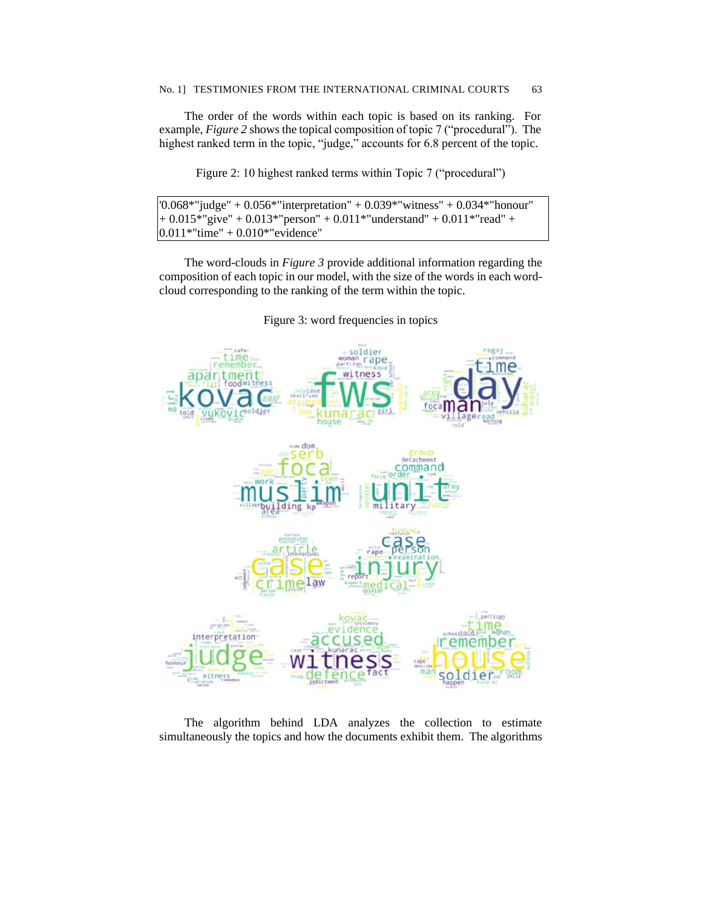The order of the words within each topic is based on its ranking. For example, *Figure 2* shows the topical composition of topic 7 ("procedural"). The highest ranked term in the topic, "judge," accounts for 6.8 percent of the topic.

Figure 2: 10 highest ranked terms within Topic 7 ("procedural")

```
'0.068*"judge" + 0.056*"interpretation" + 0.039*"witness" + 0.034*"honour"
+ 0.015*"give" + 0.013*"person" + 0.011*"understand" + 0.011*"read" +
0.011*"time" + 0.010*"evidence"
```

The word-clouds in *Figure 3* provide additional information regarding the composition of each topic in our model, with the size of the words in each word-cloud corresponding to the ranking of the term within the topic.

Figure 3: word frequencies in topics

The algorithm behind LDA analyzes the collection to estimate simultaneously the topics and how the documents exhibit them. The algorithms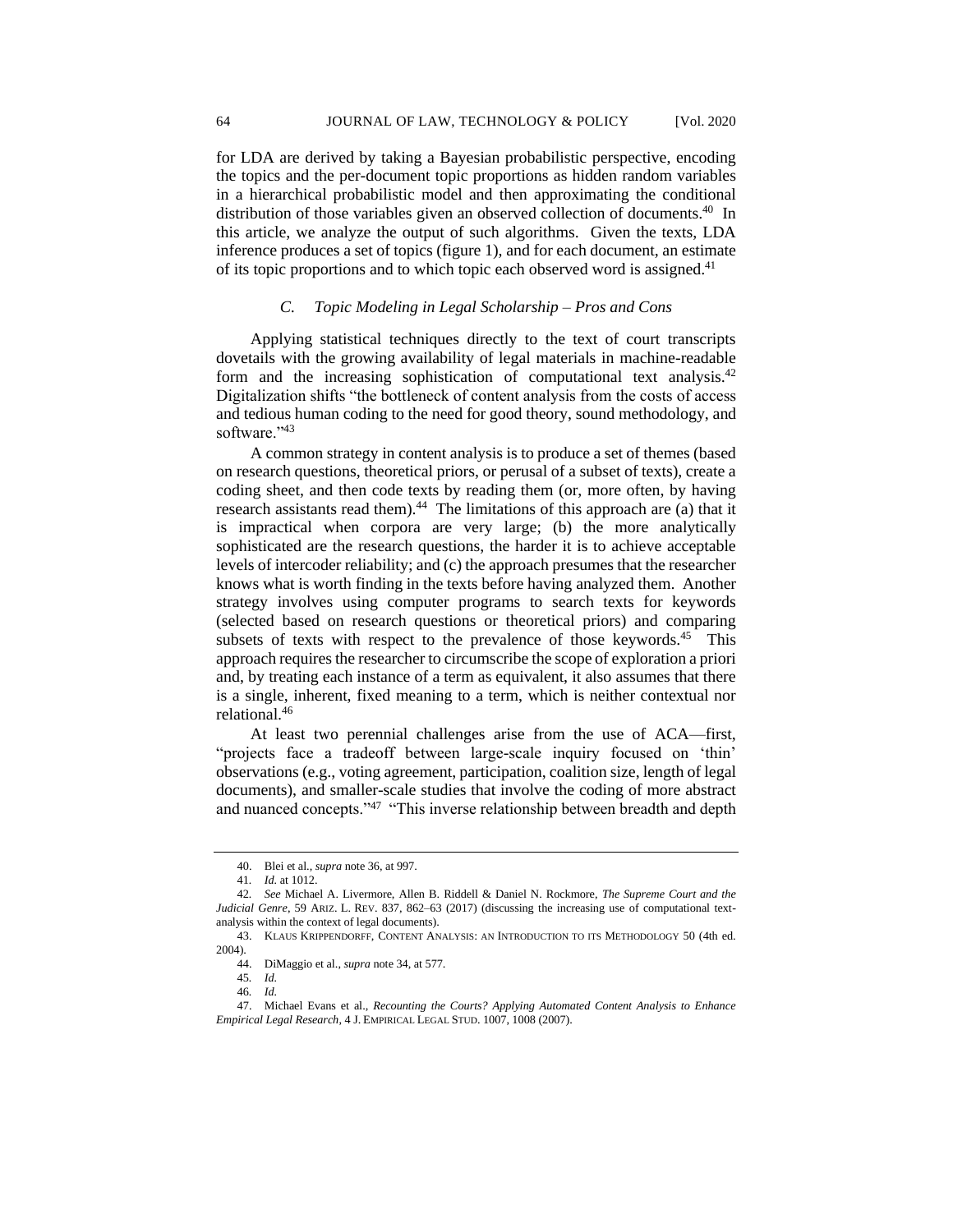for LDA are derived by taking a Bayesian probabilistic perspective, encoding the topics and the per-document topic proportions as hidden random variables in a hierarchical probabilistic model and then approximating the conditional distribution of those variables given an observed collection of documents.[40] In this article, we analyze the output of such algorithms. Given the texts, LDA inference produces a set of topics (figure 1), and for each document, an estimate of its topic proportions and to which topic each observed word is assigned.[41]

### *C. Topic Modeling in Legal Scholarship – Pros and Cons*

Applying statistical techniques directly to the text of court transcripts dovetails with the growing availability of legal materials in machine-readable form and the increasing sophistication of computational text analysis.[42] Digitalization shifts "the bottleneck of content analysis from the costs of access and tedious human coding to the need for good theory, sound methodology, and software."[43]

A common strategy in content analysis is to produce a set of themes (based on research questions, theoretical priors, or perusal of a subset of texts), create a coding sheet, and then code texts by reading them (or, more often, by having research assistants read them).[44] The limitations of this approach are (a) that it is impractical when corpora are very large; (b) the more analytically sophisticated are the research questions, the harder it is to achieve acceptable levels of intercoder reliability; and (c) the approach presumes that the researcher knows what is worth finding in the texts before having analyzed them. Another strategy involves using computer programs to search texts for keywords (selected based on research questions or theoretical priors) and comparing subsets of texts with respect to the prevalence of those keywords.[45] This approach requires the researcher to circumscribe the scope of exploration a priori and, by treating each instance of a term as equivalent, it also assumes that there is a single, inherent, fixed meaning to a term, which is neither contextual nor relational.[46]

At least two perennial challenges arise from the use of ACA—first, "projects face a tradeoff between large-scale inquiry focused on 'thin' observations (e.g., voting agreement, participation, coalition size, length of legal documents), and smaller-scale studies that involve the coding of more abstract and nuanced concepts."[47] "This inverse relationship between breadth and depth

---

40. Blei et al., *supra* note 36, at 997.

41. *Id.* at 1012.

42. *See* Michael A. Livermore, Allen B. Riddell & Daniel N. Rockmore, *The Supreme Court and the Judicial Genre*, 59 ARIZ. L. REV. 837, 862–63 (2017) (discussing the increasing use of computational text-analysis within the context of legal documents).

43. KLAUS KRIPPENDORFF, CONTENT ANALYSIS: AN INTRODUCTION TO ITS METHODOLOGY 50 (4th ed. 2004).

44. DiMaggio et al., *supra* note 34, at 577.

45. *Id.*

46. *Id.*

47. Michael Evans et al., *Recounting the Courts? Applying Automated Content Analysis to Enhance Empirical Legal Research*, 4 J. EMPIRICAL LEGAL STUD. 1007, 1008 (2007).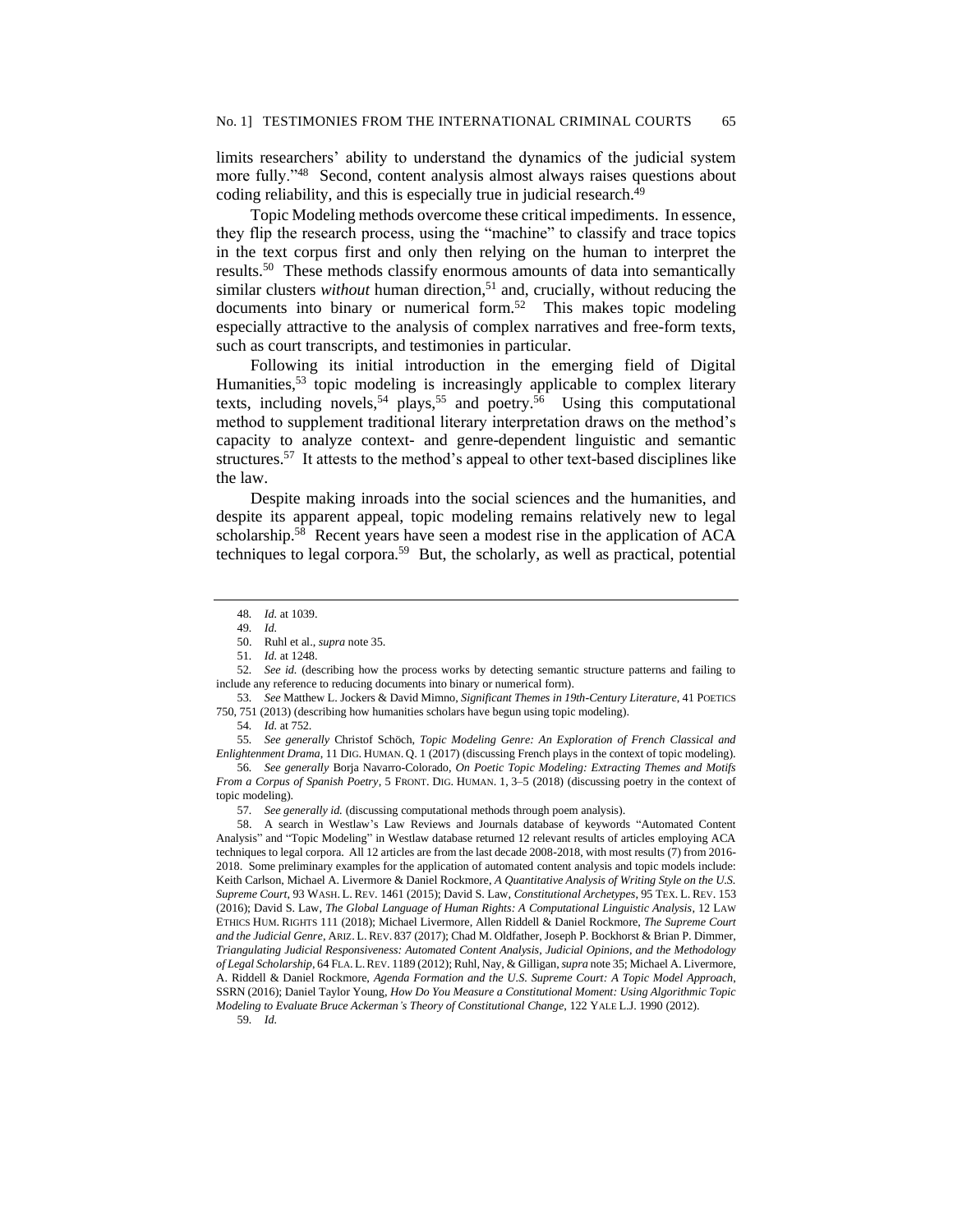limits researchers' ability to understand the dynamics of the judicial system more fully."[48] Second, content analysis almost always raises questions about coding reliability, and this is especially true in judicial research.[49]

Topic Modeling methods overcome these critical impediments. In essence, they flip the research process, using the "machine" to classify and trace topics in the text corpus first and only then relying on the human to interpret the results.[50] These methods classify enormous amounts of data into semantically similar clusters *without* human direction,[51] and, crucially, without reducing the documents into binary or numerical form.[52] This makes topic modeling especially attractive to the analysis of complex narratives and free-form texts, such as court transcripts, and testimonies in particular.

Following its initial introduction in the emerging field of Digital Humanities,[53] topic modeling is increasingly applicable to complex literary texts, including novels,[54] plays,[55] and poetry.[56] Using this computational method to supplement traditional literary interpretation draws on the method's capacity to analyze context- and genre-dependent linguistic and semantic structures.[57] It attests to the method's appeal to other text-based disciplines like the law.

Despite making inroads into the social sciences and the humanities, and despite its apparent appeal, topic modeling remains relatively new to legal scholarship.[58] Recent years have seen a modest rise in the application of ACA techniques to legal corpora.[59] But, the scholarly, as well as practical, potential

---

48. *Id.* at 1039.

49. *Id.*

50. Ruhl et al., *supra* note 35.

51. *Id.* at 1248.

52. *See id.* (describing how the process works by detecting semantic structure patterns and failing to include any reference to reducing documents into binary or numerical form).

53. *See* Matthew L. Jockers & David Mimno, *Significant Themes in 19th-Century Literature*, 41 POETICS 750, 751 (2013) (describing how humanities scholars have begun using topic modeling).

54. *Id.* at 752.

55. *See generally* Christof Schöch, *Topic Modeling Genre: An Exploration of French Classical and Enlightenment Drama*, 11 DIG. HUMAN. Q. 1 (2017) (discussing French plays in the context of topic modeling).

56. *See generally* Borja Navarro-Colorado, *On Poetic Topic Modeling: Extracting Themes and Motifs From a Corpus of Spanish Poetry*, 5 FRONT. DIG. HUMAN. 1, 3–5 (2018) (discussing poetry in the context of topic modeling).

57. *See generally id.* (discussing computational methods through poem analysis).

58. A search in Westlaw's Law Reviews and Journals database of keywords "Automated Content Analysis" and "Topic Modeling" in Westlaw database returned 12 relevant results of articles employing ACA techniques to legal corpora. All 12 articles are from the last decade 2008-2018, with most results (7) from 2016-2018. Some preliminary examples for the application of automated content analysis and topic models include: Keith Carlson, Michael A. Livermore & Daniel Rockmore, *A Quantitative Analysis of Writing Style on the U.S. Supreme Court*, 93 WASH. L. REV. 1461 (2015); David S. Law, *Constitutional Archetypes*, 95 TEX. L. REV. 153 (2016); David S. Law, *The Global Language of Human Rights: A Computational Linguistic Analysis*, 12 LAW ETHICS HUM. RIGHTS 111 (2018); Michael Livermore, Allen Riddell & Daniel Rockmore, *The Supreme Court and the Judicial Genre*, ARIZ. L. REV. 837 (2017); Chad M. Oldfather, Joseph P. Bockhorst & Brian P. Dimmer, *Triangulating Judicial Responsiveness: Automated Content Analysis, Judicial Opinions, and the Methodology of Legal Scholarship*, 64 FLA. L. REV. 1189 (2012); Ruhl, Nay, & Gilligan, *supra* note 35; Michael A. Livermore, A. Riddell & Daniel Rockmore, *Agenda Formation and the U.S. Supreme Court: A Topic Model Approach*, SSRN (2016); Daniel Taylor Young, *How Do You Measure a Constitutional Moment: Using Algorithmic Topic Modeling to Evaluate Bruce Ackerman's Theory of Constitutional Change*, 122 YALE L.J. 1990 (2012).

59. *Id.*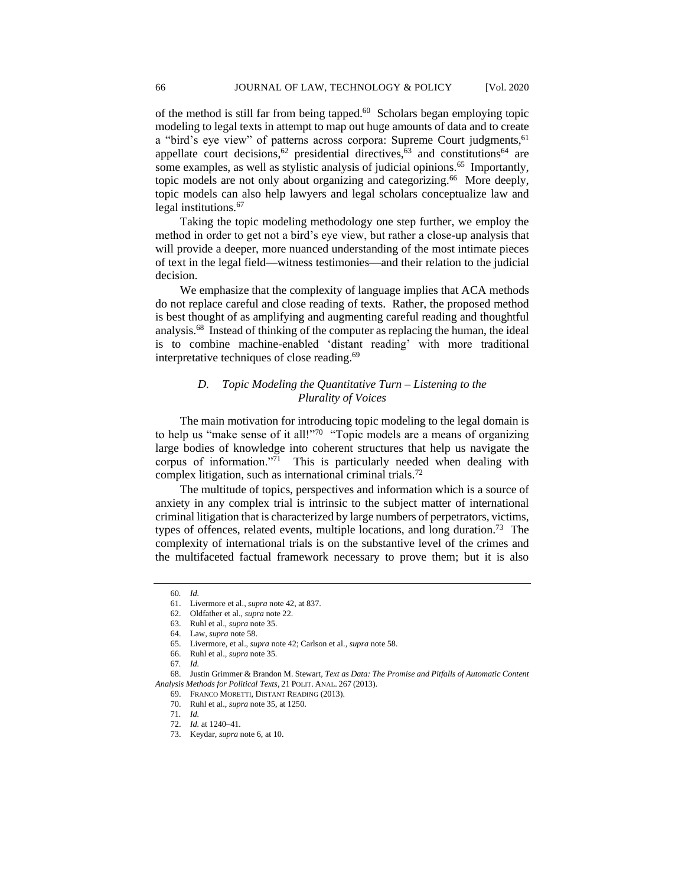of the method is still far from being tapped.[60] Scholars began employing topic modeling to legal texts in attempt to map out huge amounts of data and to create a "bird's eye view" of patterns across corpora: Supreme Court judgments,[61] appellate court decisions,[62] presidential directives,[63] and constitutions[64] are some examples, as well as stylistic analysis of judicial opinions.[65] Importantly, topic models are not only about organizing and categorizing.[66] More deeply, topic models can also help lawyers and legal scholars conceptualize law and legal institutions.[67]

Taking the topic modeling methodology one step further, we employ the method in order to get not a bird's eye view, but rather a close-up analysis that will provide a deeper, more nuanced understanding of the most intimate pieces of text in the legal field—witness testimonies—and their relation to the judicial decision.

We emphasize that the complexity of language implies that ACA methods do not replace careful and close reading of texts. Rather, the proposed method is best thought of as amplifying and augmenting careful reading and thoughtful analysis.[68] Instead of thinking of the computer as replacing the human, the ideal is to combine machine-enabled 'distant reading' with more traditional interpretative techniques of close reading.[69]

### *D. Topic Modeling the Quantitative Turn – Listening to the Plurality of Voices*

The main motivation for introducing topic modeling to the legal domain is to help us "make sense of it all!"[70] "Topic models are a means of organizing large bodies of knowledge into coherent structures that help us navigate the corpus of information."[71] This is particularly needed when dealing with complex litigation, such as international criminal trials.[72]

The multitude of topics, perspectives and information which is a source of anxiety in any complex trial is intrinsic to the subject matter of international criminal litigation that is characterized by large numbers of perpetrators, victims, types of offences, related events, multiple locations, and long duration.[73] The complexity of international trials is on the substantive level of the crimes and the multifaceted factual framework necessary to prove them; but it is also

---

60. *Id.*

61. Livermore et al., *supra* note 42, at 837.

62. Oldfather et al., *supra* note 22.

63. Ruhl et al., *supra* note 35.

64. Law, *supra* note 58.

65. Livermore, et al., *supra* note 42; Carlson et al., *supra* note 58.

66. Ruhl et al., *supra* note 35.

67. *Id.*

68. Justin Grimmer & Brandon M. Stewart, *Text as Data: The Promise and Pitfalls of Automatic Content Analysis Methods for Political Texts*, 21 POLIT. ANAL. 267 (2013).

69. FRANCO MORETTI, DISTANT READING (2013).

70. Ruhl et al., *supra* note 35, at 1250.

71. *Id.*

72. *Id.* at 1240–41.

73. Keydar, *supra* note 6, at 10.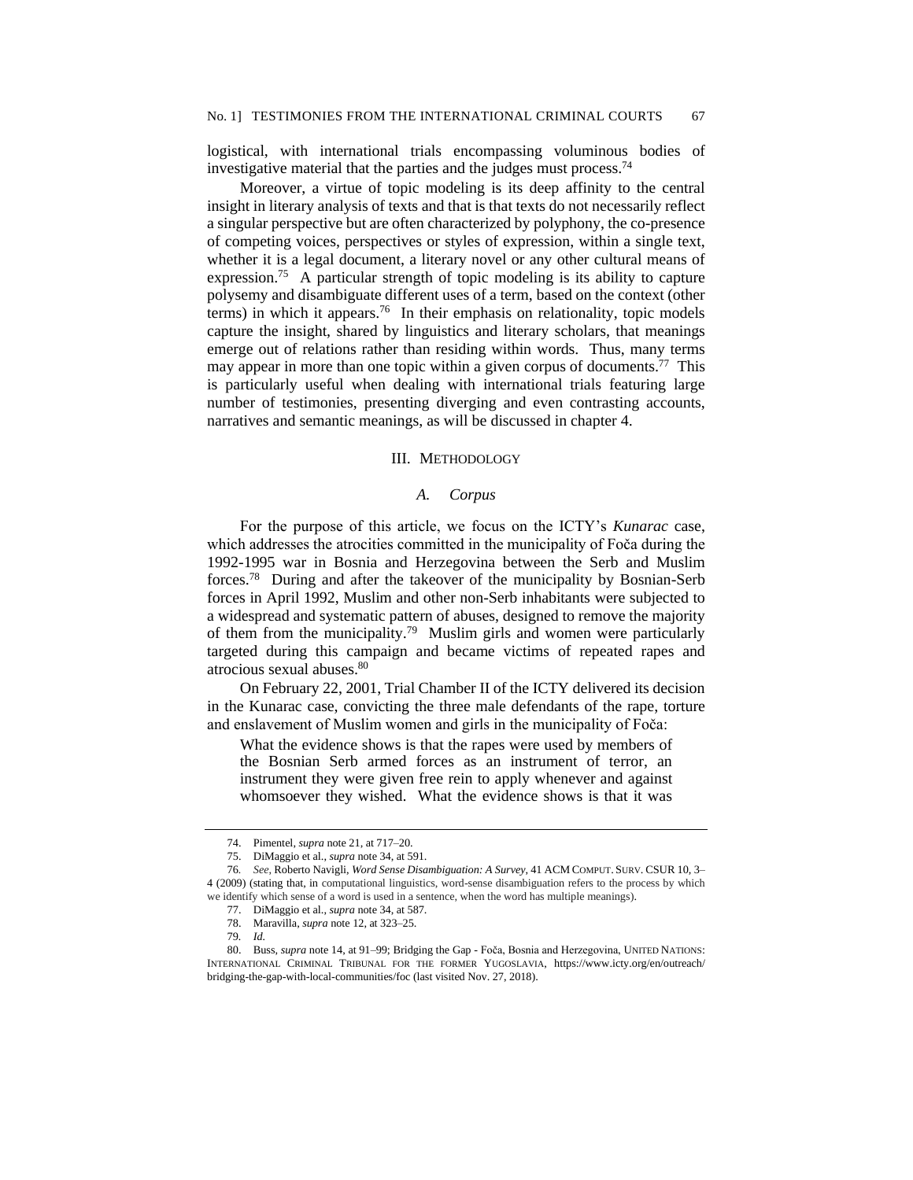logistical, with international trials encompassing voluminous bodies of investigative material that the parties and the judges must process.[74]

Moreover, a virtue of topic modeling is its deep affinity to the central insight in literary analysis of texts and that is that texts do not necessarily reflect a singular perspective but are often characterized by polyphony, the co-presence of competing voices, perspectives or styles of expression, within a single text, whether it is a legal document, a literary novel or any other cultural means of expression.[75] A particular strength of topic modeling is its ability to capture polysemy and disambiguate different uses of a term, based on the context (other terms) in which it appears.[76] In their emphasis on relationality, topic models capture the insight, shared by linguistics and literary scholars, that meanings emerge out of relations rather than residing within words. Thus, many terms may appear in more than one topic within a given corpus of documents.[77] This is particularly useful when dealing with international trials featuring large number of testimonies, presenting diverging and even contrasting accounts, narratives and semantic meanings, as will be discussed in chapter 4.

## III. Methodology

### *A. Corpus*

For the purpose of this article, we focus on the ICTY's *Kunarac* case, which addresses the atrocities committed in the municipality of Foča during the 1992-1995 war in Bosnia and Herzegovina between the Serb and Muslim forces.[78] During and after the takeover of the municipality by Bosnian-Serb forces in April 1992, Muslim and other non-Serb inhabitants were subjected to a widespread and systematic pattern of abuses, designed to remove the majority of them from the municipality.[79] Muslim girls and women were particularly targeted during this campaign and became victims of repeated rapes and atrocious sexual abuses.[80]

On February 22, 2001, Trial Chamber II of the ICTY delivered its decision in the Kunarac case, convicting the three male defendants of the rape, torture and enslavement of Muslim women and girls in the municipality of Foča:

> What the evidence shows is that the rapes were used by members of the Bosnian Serb armed forces as an instrument of terror, an instrument they were given free rein to apply whenever and against whomsoever they wished. What the evidence shows is that it was

---

74. Pimentel, *supra* note 21, at 717–20.

75. DiMaggio et al., *supra* note 34, at 591.

76. *See*, Roberto Navigli, *Word Sense Disambiguation: A Survey*, 41 ACM Comput. Surv. CSUR 10, 3–4 (2009) (stating that, in computational linguistics, word-sense disambiguation refers to the process by which we identify which sense of a word is used in a sentence, when the word has multiple meanings).

77. DiMaggio et al., *supra* note 34, at 587.

78. Maravilla, *supra* note 12, at 323–25.

79. *Id.*

80. Buss, *supra* note 14, at 91–99; Bridging the Gap - Foča, Bosnia and Herzegovina, United Nations: International Criminal Tribunal for the former Yugoslavia, https://www.icty.org/en/outreach/bridging-the-gap-with-local-communities/foc (last visited Nov. 27, 2018).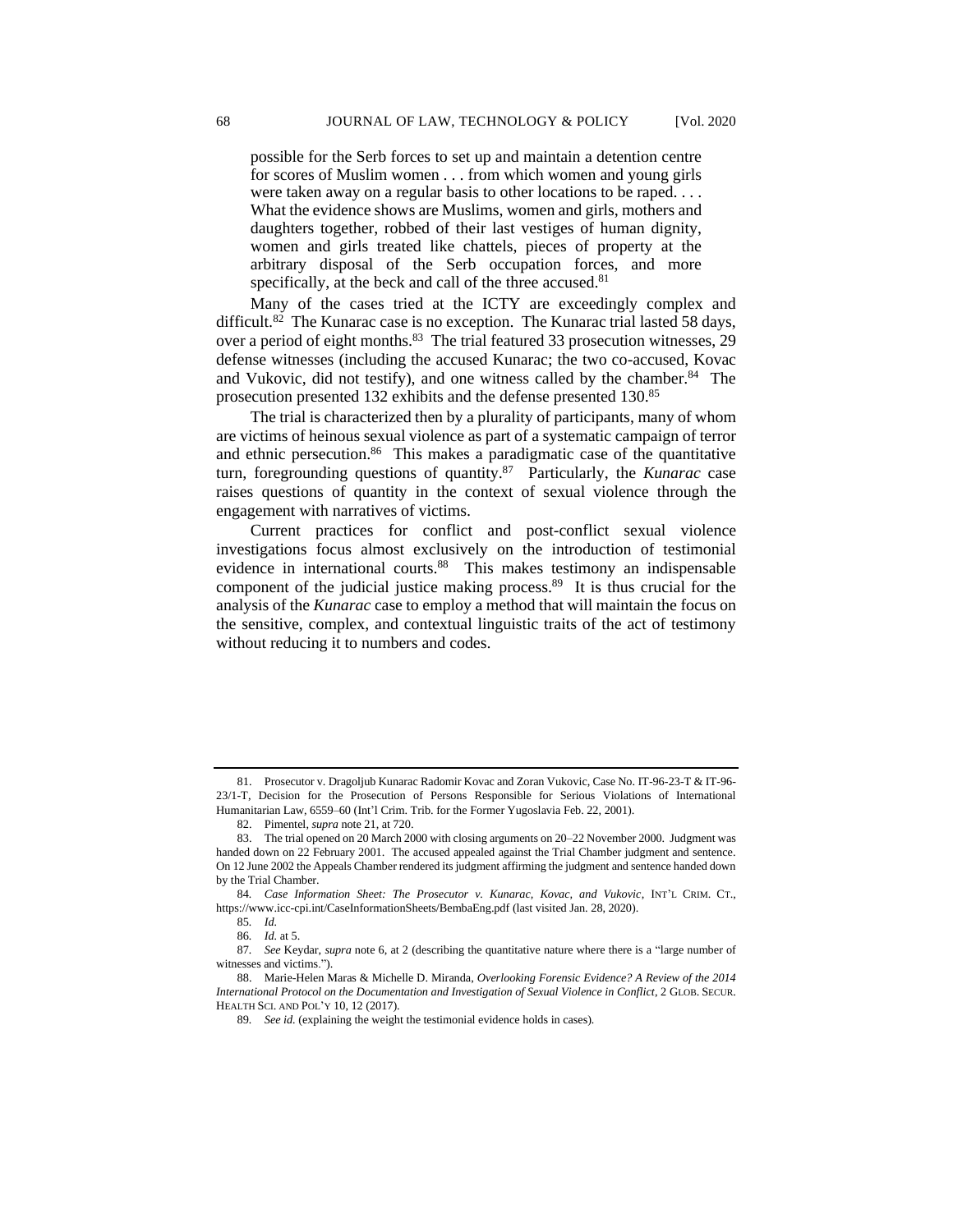> possible for the Serb forces to set up and maintain a detention centre for scores of Muslim women . . . from which women and young girls were taken away on a regular basis to other locations to be raped. . . . What the evidence shows are Muslims, women and girls, mothers and daughters together, robbed of their last vestiges of human dignity, women and girls treated like chattels, pieces of property at the arbitrary disposal of the Serb occupation forces, and more specifically, at the beck and call of the three accused.[81]

Many of the cases tried at the ICTY are exceedingly complex and difficult.[82] The Kunarac case is no exception. The Kunarac trial lasted 58 days, over a period of eight months.[83] The trial featured 33 prosecution witnesses, 29 defense witnesses (including the accused Kunarac; the two co-accused, Kovac and Vukovic, did not testify), and one witness called by the chamber.[84] The prosecution presented 132 exhibits and the defense presented 130.[85]

The trial is characterized then by a plurality of participants, many of whom are victims of heinous sexual violence as part of a systematic campaign of terror and ethnic persecution.[86] This makes a paradigmatic case of the quantitative turn, foregrounding questions of quantity.[87] Particularly, the *Kunarac* case raises questions of quantity in the context of sexual violence through the engagement with narratives of victims.

Current practices for conflict and post-conflict sexual violence investigations focus almost exclusively on the introduction of testimonial evidence in international courts.[88] This makes testimony an indispensable component of the judicial justice making process.[89] It is thus crucial for the analysis of the *Kunarac* case to employ a method that will maintain the focus on the sensitive, complex, and contextual linguistic traits of the act of testimony without reducing it to numbers and codes.

---

81. Prosecutor v. Dragoljub Kunarac Radomir Kovac and Zoran Vukovic, Case No. IT-96-23-T & IT-96-23/1-T, Decision for the Prosecution of Persons Responsible for Serious Violations of International Humanitarian Law, 6559–60 (Int'l Crim. Trib. for the Former Yugoslavia Feb. 22, 2001).

82. Pimentel, *supra* note 21, at 720.

83. The trial opened on 20 March 2000 with closing arguments on 20–22 November 2000. Judgment was handed down on 22 February 2001. The accused appealed against the Trial Chamber judgment and sentence. On 12 June 2002 the Appeals Chamber rendered its judgment affirming the judgment and sentence handed down by the Trial Chamber.

84. *Case Information Sheet: The Prosecutor v. Kunarac, Kovac, and Vukovic*, INT'L CRIM. CT., https://www.icc-cpi.int/CaseInformationSheets/BembaEng.pdf (last visited Jan. 28, 2020).

85. *Id.*

86. *Id.* at 5.

87. *See* Keydar, *supra* note 6, at 2 (describing the quantitative nature where there is a "large number of witnesses and victims.").

88. Marie-Helen Maras & Michelle D. Miranda, *Overlooking Forensic Evidence? A Review of the 2014 International Protocol on the Documentation and Investigation of Sexual Violence in Conflict*, 2 GLOB. SECUR. HEALTH SCI. AND POL'Y 10, 12 (2017).

89. *See id.* (explaining the weight the testimonial evidence holds in cases).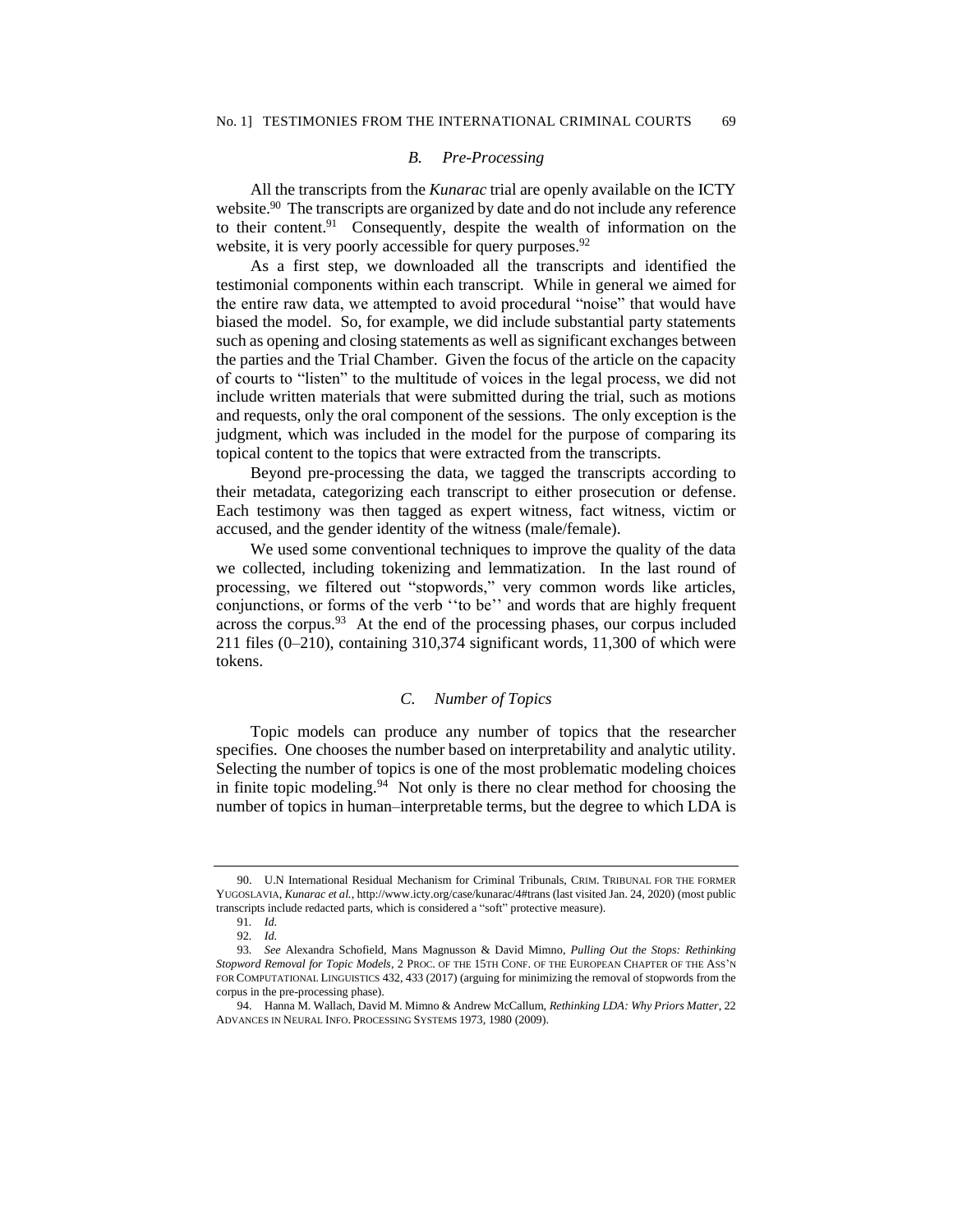### *B. Pre-Processing*

All the transcripts from the *Kunarac* trial are openly available on the ICTY website.[90] The transcripts are organized by date and do not include any reference to their content.[91] Consequently, despite the wealth of information on the website, it is very poorly accessible for query purposes.[92]

As a first step, we downloaded all the transcripts and identified the testimonial components within each transcript. While in general we aimed for the entire raw data, we attempted to avoid procedural "noise" that would have biased the model. So, for example, we did include substantial party statements such as opening and closing statements as well as significant exchanges between the parties and the Trial Chamber. Given the focus of the article on the capacity of courts to "listen" to the multitude of voices in the legal process, we did not include written materials that were submitted during the trial, such as motions and requests, only the oral component of the sessions. The only exception is the judgment, which was included in the model for the purpose of comparing its topical content to the topics that were extracted from the transcripts.

Beyond pre-processing the data, we tagged the transcripts according to their metadata, categorizing each transcript to either prosecution or defense. Each testimony was then tagged as expert witness, fact witness, victim or accused, and the gender identity of the witness (male/female).

We used some conventional techniques to improve the quality of the data we collected, including tokenizing and lemmatization. In the last round of processing, we filtered out "stopwords," very common words like articles, conjunctions, or forms of the verb ''to be'' and words that are highly frequent across the corpus.[93] At the end of the processing phases, our corpus included 211 files (0–210), containing 310,374 significant words, 11,300 of which were tokens.

### *C. Number of Topics*

Topic models can produce any number of topics that the researcher specifies. One chooses the number based on interpretability and analytic utility. Selecting the number of topics is one of the most problematic modeling choices in finite topic modeling.[94] Not only is there no clear method for choosing the number of topics in human–interpretable terms, but the degree to which LDA is

---

90. U.N International Residual Mechanism for Criminal Tribunals, CRIM. TRIBUNAL FOR THE FORMER YUGOSLAVIA, *Kunarac et al.*, http://www.icty.org/case/kunarac/4#trans (last visited Jan. 24, 2020) (most public transcripts include redacted parts, which is considered a "soft" protective measure).

91. *Id.*

92. *Id.*

93. *See* Alexandra Schofield, Mans Magnusson & David Mimno, *Pulling Out the Stops: Rethinking Stopword Removal for Topic Models*, 2 PROC. OF THE 15TH CONF. OF THE EUROPEAN CHAPTER OF THE ASS'N FOR COMPUTATIONAL LINGUISTICS 432, 433 (2017) (arguing for minimizing the removal of stopwords from the corpus in the pre-processing phase).

94. Hanna M. Wallach, David M. Mimno & Andrew McCallum, *Rethinking LDA: Why Priors Matter*, 22 ADVANCES IN NEURAL INFO. PROCESSING SYSTEMS 1973, 1980 (2009).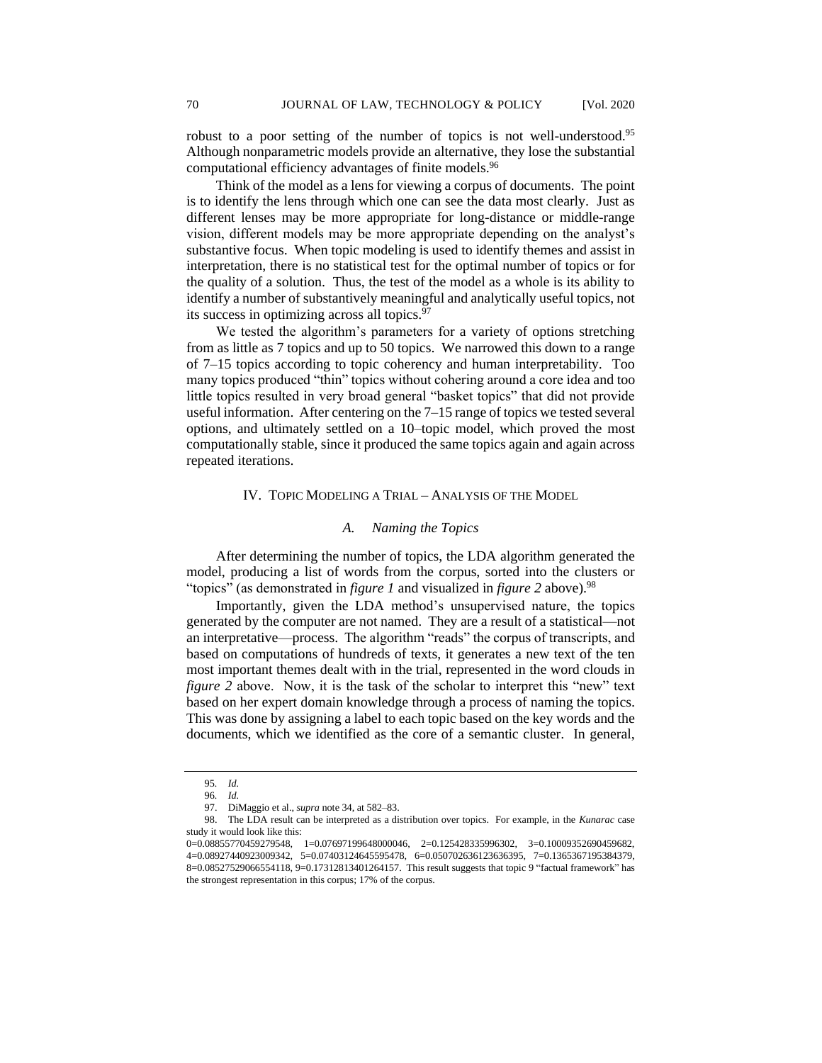robust to a poor setting of the number of topics is not well-understood.[95] Although nonparametric models provide an alternative, they lose the substantial computational efficiency advantages of finite models.[96]

Think of the model as a lens for viewing a corpus of documents. The point is to identify the lens through which one can see the data most clearly. Just as different lenses may be more appropriate for long-distance or middle-range vision, different models may be more appropriate depending on the analyst's substantive focus. When topic modeling is used to identify themes and assist in interpretation, there is no statistical test for the optimal number of topics or for the quality of a solution. Thus, the test of the model as a whole is its ability to identify a number of substantively meaningful and analytically useful topics, not its success in optimizing across all topics.[97]

We tested the algorithm's parameters for a variety of options stretching from as little as 7 topics and up to 50 topics. We narrowed this down to a range of 7–15 topics according to topic coherency and human interpretability. Too many topics produced "thin" topics without cohering around a core idea and too little topics resulted in very broad general "basket topics" that did not provide useful information. After centering on the 7–15 range of topics we tested several options, and ultimately settled on a 10–topic model, which proved the most computationally stable, since it produced the same topics again and again across repeated iterations.

## IV. TOPIC MODELING A TRIAL – ANALYSIS OF THE MODEL

### *A. Naming the Topics*

After determining the number of topics, the LDA algorithm generated the model, producing a list of words from the corpus, sorted into the clusters or "topics" (as demonstrated in *figure 1* and visualized in *figure 2* above).[98]

Importantly, given the LDA method's unsupervised nature, the topics generated by the computer are not named. They are a result of a statistical—not an interpretative—process. The algorithm "reads" the corpus of transcripts, and based on computations of hundreds of texts, it generates a new text of the ten most important themes dealt with in the trial, represented in the word clouds in *figure 2* above. Now, it is the task of the scholar to interpret this "new" text based on her expert domain knowledge through a process of naming the topics. This was done by assigning a label to each topic based on the key words and the documents, which we identified as the core of a semantic cluster. In general,

---

95. *Id.*

96. *Id.*

97. DiMaggio et al., *supra* note 34, at 582–83.

98. The LDA result can be interpreted as a distribution over topics. For example, in the *Kunarac* case study it would look like this:
0=0.08855770459279548, 1=0.07697199648000046, 2=0.125428335996302, 3=0.10009352690459682, 4=0.08927440923009342, 5=0.07403124645595478, 6=0.050702636123636395, 7=0.1365367195384379, 8=0.08527529066554118, 9=0.17312813401264157. This result suggests that topic 9 "factual framework" has the strongest representation in this corpus; 17% of the corpus.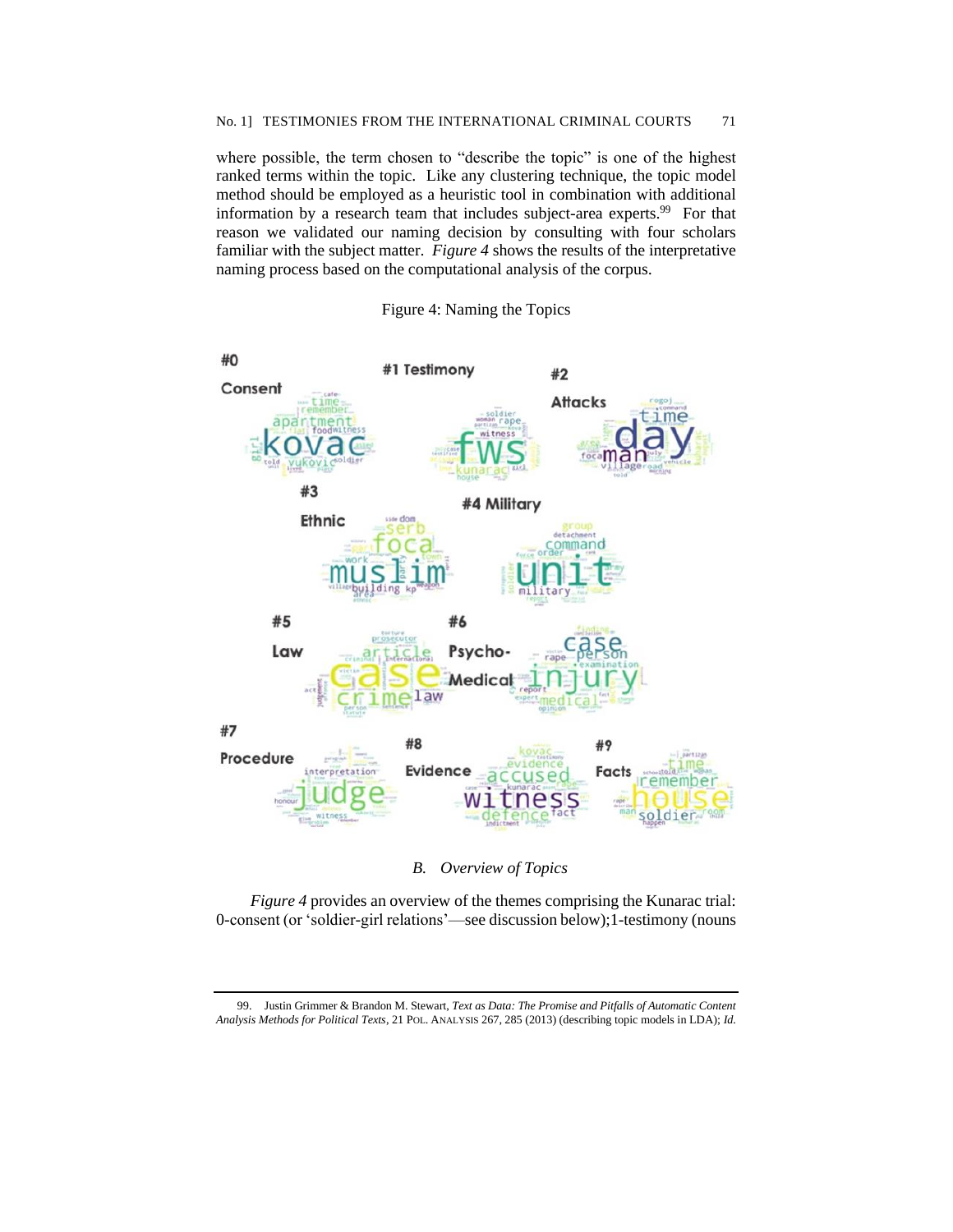where possible, the term chosen to "describe the topic" is one of the highest ranked terms within the topic. Like any clustering technique, the topic model method should be employed as a heuristic tool in combination with additional information by a research team that includes subject-area experts.[99] For that reason we validated our naming decision by consulting with four scholars familiar with the subject matter. *Figure 4* shows the results of the interpretative naming process based on the computational analysis of the corpus.

Figure 4: Naming the Topics

### *B. Overview of Topics*

*Figure 4* provides an overview of the themes comprising the Kunarac trial: 0-consent (or 'soldier-girl relations'—see discussion below);1-testimony (nouns

---

99. Justin Grimmer & Brandon M. Stewart, *Text as Data: The Promise and Pitfalls of Automatic Content Analysis Methods for Political Texts*, 21 POL. ANALYSIS 267, 285 (2013) (describing topic models in LDA); *Id.*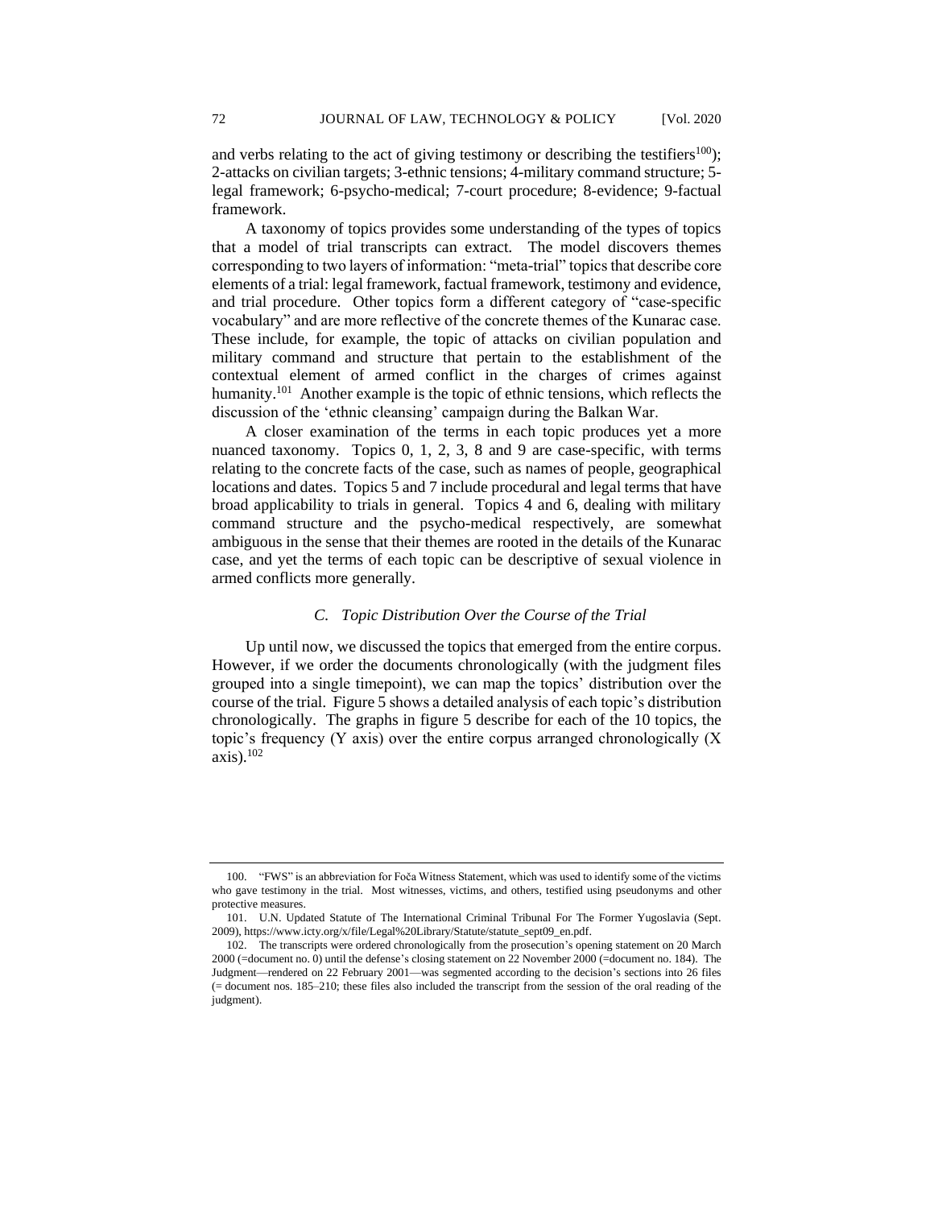and verbs relating to the act of giving testimony or describing the testifiers[100]); 2-attacks on civilian targets; 3-ethnic tensions; 4-military command structure; 5-legal framework; 6-psycho-medical; 7-court procedure; 8-evidence; 9-factual framework.

A taxonomy of topics provides some understanding of the types of topics that a model of trial transcripts can extract. The model discovers themes corresponding to two layers of information: "meta-trial" topics that describe core elements of a trial: legal framework, factual framework, testimony and evidence, and trial procedure. Other topics form a different category of "case-specific vocabulary" and are more reflective of the concrete themes of the Kunarac case. These include, for example, the topic of attacks on civilian population and military command and structure that pertain to the establishment of the contextual element of armed conflict in the charges of crimes against humanity.[101] Another example is the topic of ethnic tensions, which reflects the discussion of the 'ethnic cleansing' campaign during the Balkan War.

A closer examination of the terms in each topic produces yet a more nuanced taxonomy. Topics 0, 1, 2, 3, 8 and 9 are case-specific, with terms relating to the concrete facts of the case, such as names of people, geographical locations and dates. Topics 5 and 7 include procedural and legal terms that have broad applicability to trials in general. Topics 4 and 6, dealing with military command structure and the psycho-medical respectively, are somewhat ambiguous in the sense that their themes are rooted in the details of the Kunarac case, and yet the terms of each topic can be descriptive of sexual violence in armed conflicts more generally.

### *C. Topic Distribution Over the Course of the Trial*

Up until now, we discussed the topics that emerged from the entire corpus. However, if we order the documents chronologically (with the judgment files grouped into a single timepoint), we can map the topics' distribution over the course of the trial. Figure 5 shows a detailed analysis of each topic's distribution chronologically. The graphs in figure 5 describe for each of the 10 topics, the topic's frequency (Y axis) over the entire corpus arranged chronologically (X axis).[102]

---

100. "FWS" is an abbreviation for Foča Witness Statement, which was used to identify some of the victims who gave testimony in the trial. Most witnesses, victims, and others, testified using pseudonyms and other protective measures.

101. U.N. Updated Statute of The International Criminal Tribunal For The Former Yugoslavia (Sept. 2009), https://www.icty.org/x/file/Legal%20Library/Statute/statute_sept09_en.pdf.

102. The transcripts were ordered chronologically from the prosecution's opening statement on 20 March 2000 (=document no. 0) until the defense's closing statement on 22 November 2000 (=document no. 184). The Judgment—rendered on 22 February 2001—was segmented according to the decision's sections into 26 files (= document nos. 185–210; these files also included the transcript from the session of the oral reading of the judgment).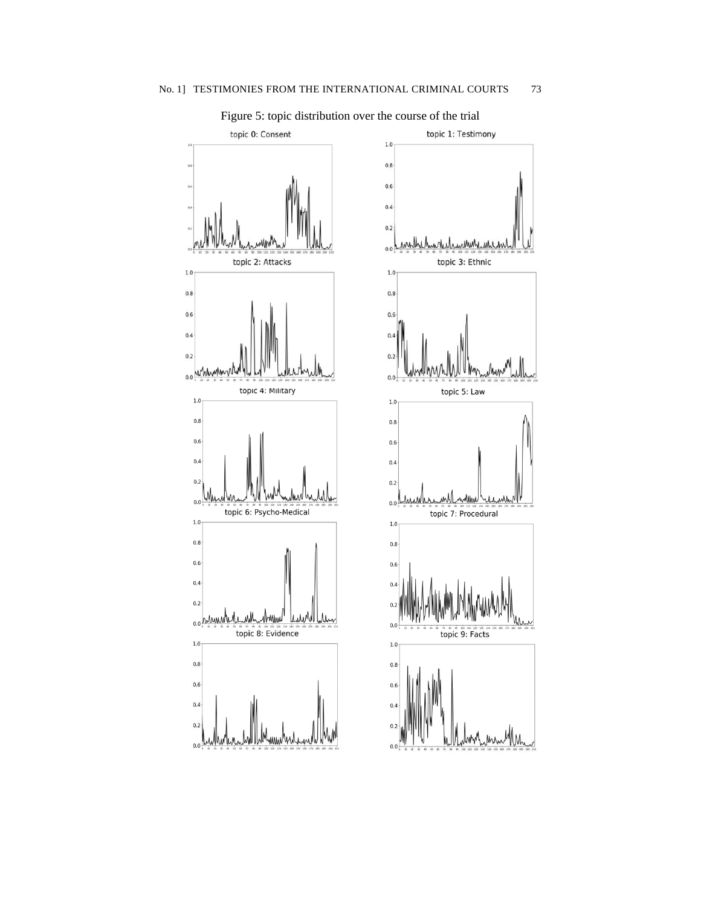Figure 5: topic distribution over the course of the trial

topic 0: Consent

topic 1: Testimony

topic 2: Attacks

topic 3: Ethnic

topic 4: Military

topic 5: Law

topic 6: Psycho-Medical

topic 7: Procedural

topic 8: Evidence

topic 9: Facts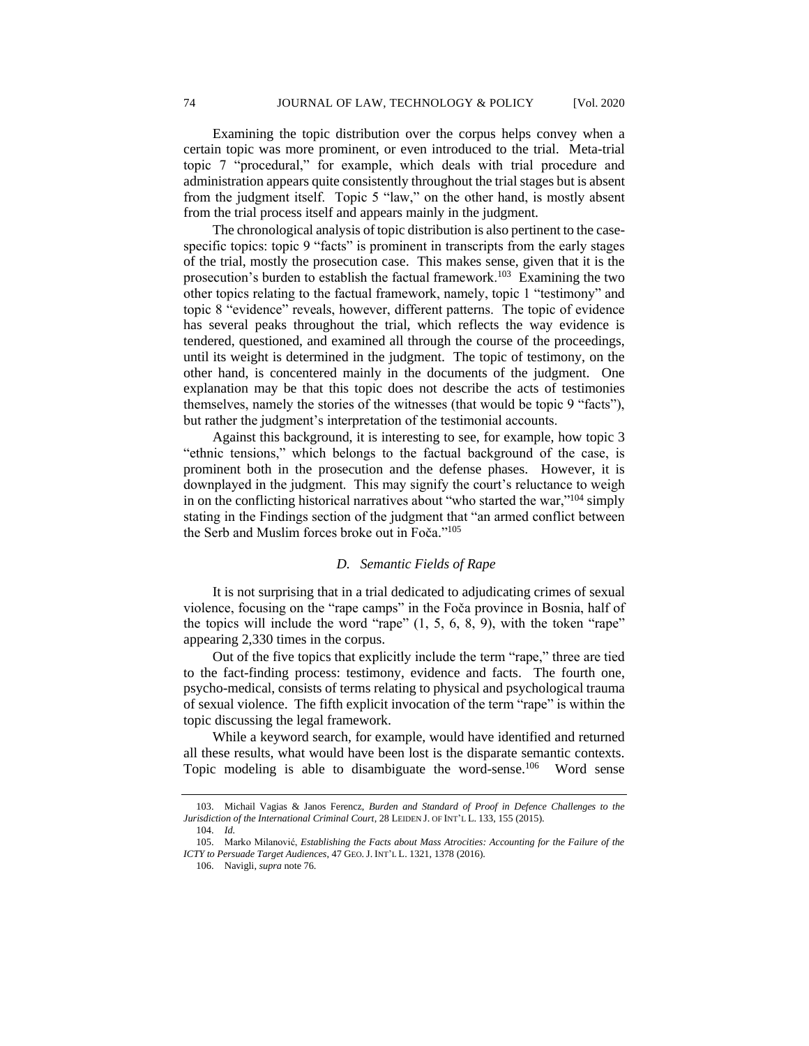Examining the topic distribution over the corpus helps convey when a certain topic was more prominent, or even introduced to the trial. Meta-trial topic 7 "procedural," for example, which deals with trial procedure and administration appears quite consistently throughout the trial stages but is absent from the judgment itself. Topic 5 "law," on the other hand, is mostly absent from the trial process itself and appears mainly in the judgment.

The chronological analysis of topic distribution is also pertinent to the case-specific topics: topic 9 "facts" is prominent in transcripts from the early stages of the trial, mostly the prosecution case. This makes sense, given that it is the prosecution's burden to establish the factual framework.[103] Examining the two other topics relating to the factual framework, namely, topic 1 "testimony" and topic 8 "evidence" reveals, however, different patterns. The topic of evidence has several peaks throughout the trial, which reflects the way evidence is tendered, questioned, and examined all through the course of the proceedings, until its weight is determined in the judgment. The topic of testimony, on the other hand, is concentered mainly in the documents of the judgment. One explanation may be that this topic does not describe the acts of testimonies themselves, namely the stories of the witnesses (that would be topic 9 "facts"), but rather the judgment's interpretation of the testimonial accounts.

Against this background, it is interesting to see, for example, how topic 3 "ethnic tensions," which belongs to the factual background of the case, is prominent both in the prosecution and the defense phases. However, it is downplayed in the judgment. This may signify the court's reluctance to weigh in on the conflicting historical narratives about "who started the war,"[104] simply stating in the Findings section of the judgment that "an armed conflict between the Serb and Muslim forces broke out in Foča."[105]

### *D. Semantic Fields of Rape*

It is not surprising that in a trial dedicated to adjudicating crimes of sexual violence, focusing on the "rape camps" in the Foča province in Bosnia, half of the topics will include the word "rape" (1, 5, 6, 8, 9), with the token "rape" appearing 2,330 times in the corpus.

Out of the five topics that explicitly include the term "rape," three are tied to the fact-finding process: testimony, evidence and facts. The fourth one, psycho-medical, consists of terms relating to physical and psychological trauma of sexual violence. The fifth explicit invocation of the term "rape" is within the topic discussing the legal framework.

While a keyword search, for example, would have identified and returned all these results, what would have been lost is the disparate semantic contexts. Topic modeling is able to disambiguate the word-sense.[106] Word sense

---

103. Michail Vagias & Janos Ferencz, *Burden and Standard of Proof in Defence Challenges to the Jurisdiction of the International Criminal Court*, 28 LEIDEN J. OF INT'L L. 133, 155 (2015).

104. *Id.*

105. Marko Milanović, *Establishing the Facts about Mass Atrocities: Accounting for the Failure of the ICTY to Persuade Target Audiences*, 47 GEO. J. INT'L L. 1321, 1378 (2016).

106. Navigli, *supra* note 76.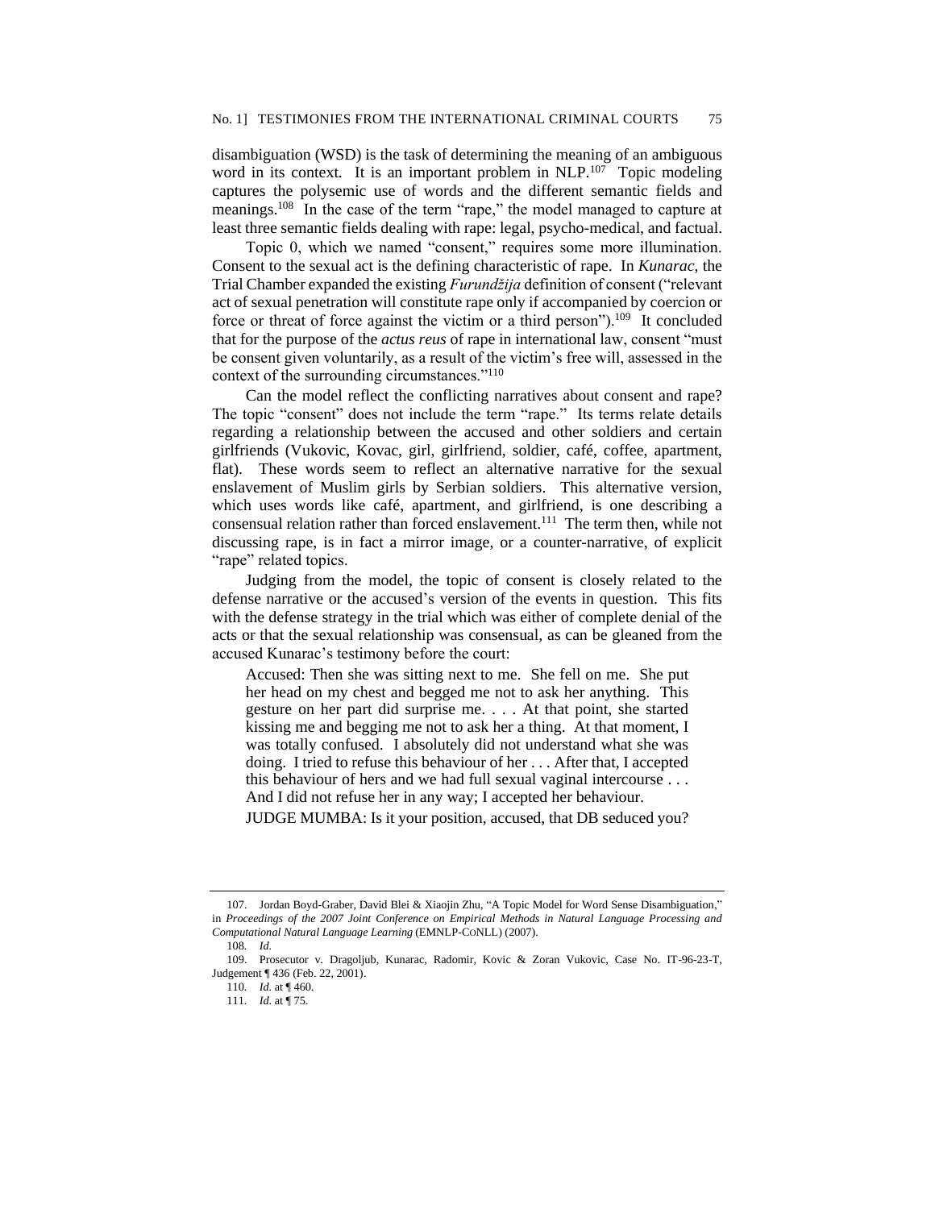disambiguation (WSD) is the task of determining the meaning of an ambiguous word in its context. It is an important problem in NLP.[107] Topic modeling captures the polysemic use of words and the different semantic fields and meanings.[108] In the case of the term "rape," the model managed to capture at least three semantic fields dealing with rape: legal, psycho-medical, and factual.

Topic 0, which we named "consent," requires some more illumination. Consent to the sexual act is the defining characteristic of rape. In *Kunarac*, the Trial Chamber expanded the existing *Furundžija* definition of consent ("relevant act of sexual penetration will constitute rape only if accompanied by coercion or force or threat of force against the victim or a third person").[109] It concluded that for the purpose of the *actus reus* of rape in international law, consent "must be consent given voluntarily, as a result of the victim's free will, assessed in the context of the surrounding circumstances."[110]

Can the model reflect the conflicting narratives about consent and rape? The topic "consent" does not include the term "rape." Its terms relate details regarding a relationship between the accused and other soldiers and certain girlfriends (Vukovic, Kovac, girl, girlfriend, soldier, café, coffee, apartment, flat). These words seem to reflect an alternative narrative for the sexual enslavement of Muslim girls by Serbian soldiers. This alternative version, which uses words like café, apartment, and girlfriend, is one describing a consensual relation rather than forced enslavement.[111] The term then, while not discussing rape, is in fact a mirror image, or a counter-narrative, of explicit "rape" related topics.

Judging from the model, the topic of consent is closely related to the defense narrative or the accused's version of the events in question. This fits with the defense strategy in the trial which was either of complete denial of the acts or that the sexual relationship was consensual, as can be gleaned from the accused Kunarac's testimony before the court:

> Accused: Then she was sitting next to me. She fell on me. She put her head on my chest and begged me not to ask her anything. This gesture on her part did surprise me. . . . At that point, she started kissing me and begging me not to ask her a thing. At that moment, I was totally confused. I absolutely did not understand what she was doing. I tried to refuse this behaviour of her . . . After that, I accepted this behaviour of hers and we had full sexual vaginal intercourse . . . And I did not refuse her in any way; I accepted her behaviour.
>
> JUDGE MUMBA: Is it your position, accused, that DB seduced you?

---

107. Jordan Boyd-Graber, David Blei & Xiaojin Zhu, "A Topic Model for Word Sense Disambiguation," in *Proceedings of the 2007 Joint Conference on Empirical Methods in Natural Language Processing and Computational Natural Language Learning* (EMNLP-CoNLL) (2007).

108. *Id.*

109. Prosecutor v. Dragoljub, Kunarac, Radomir, Kovic & Zoran Vukovic, Case No. IT-96-23-T, Judgement ¶ 436 (Feb. 22, 2001).

110. *Id.* at ¶ 460.

111. *Id.* at ¶ 75.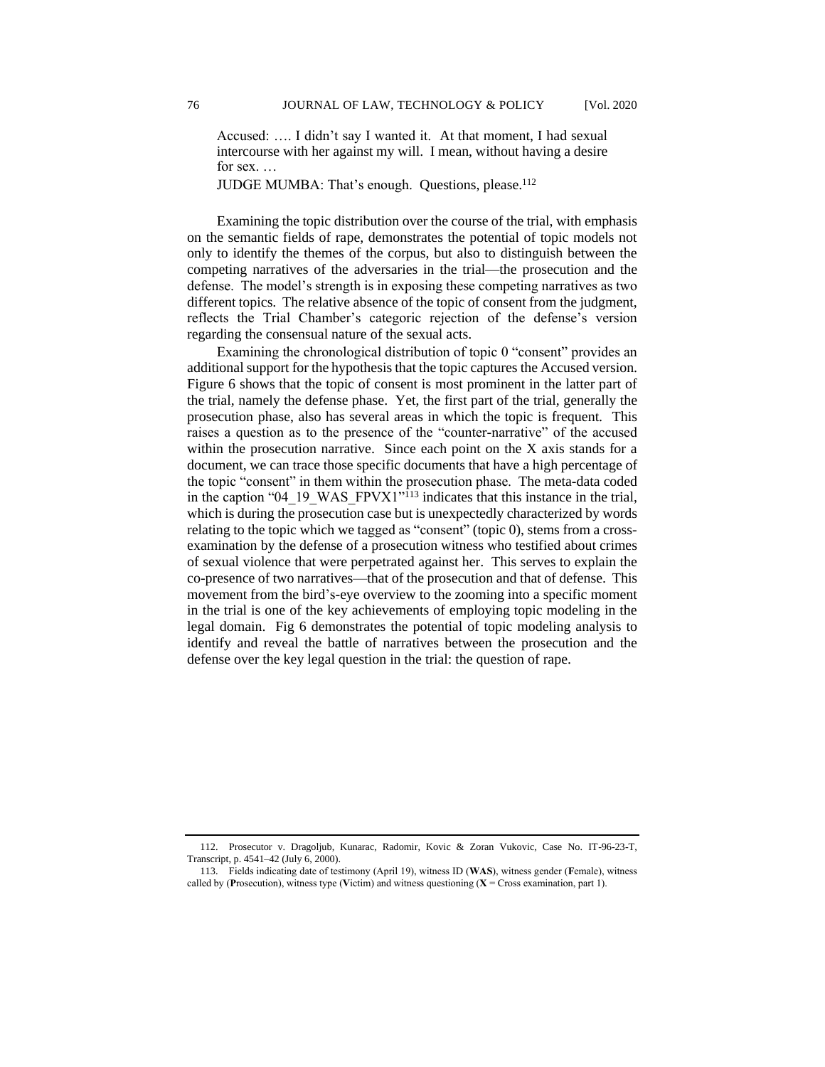> Accused: …. I didn't say I wanted it. At that moment, I had sexual intercourse with her against my will. I mean, without having a desire for sex. …
>
> JUDGE MUMBA: That's enough. Questions, please.[112]

Examining the topic distribution over the course of the trial, with emphasis on the semantic fields of rape, demonstrates the potential of topic models not only to identify the themes of the corpus, but also to distinguish between the competing narratives of the adversaries in the trial—the prosecution and the defense. The model's strength is in exposing these competing narratives as two different topics. The relative absence of the topic of consent from the judgment, reflects the Trial Chamber's categoric rejection of the defense's version regarding the consensual nature of the sexual acts.

Examining the chronological distribution of topic 0 "consent" provides an additional support for the hypothesis that the topic captures the Accused version. Figure 6 shows that the topic of consent is most prominent in the latter part of the trial, namely the defense phase. Yet, the first part of the trial, generally the prosecution phase, also has several areas in which the topic is frequent. This raises a question as to the presence of the "counter-narrative" of the accused within the prosecution narrative. Since each point on the X axis stands for a document, we can trace those specific documents that have a high percentage of the topic "consent" in them within the prosecution phase. The meta-data coded in the caption "04_19_WAS_FPVX1"[113] indicates that this instance in the trial, which is during the prosecution case but is unexpectedly characterized by words relating to the topic which we tagged as "consent" (topic 0), stems from a cross-examination by the defense of a prosecution witness who testified about crimes of sexual violence that were perpetrated against her. This serves to explain the co-presence of two narratives—that of the prosecution and that of defense. This movement from the bird's-eye overview to the zooming into a specific moment in the trial is one of the key achievements of employing topic modeling in the legal domain. Fig 6 demonstrates the potential of topic modeling analysis to identify and reveal the battle of narratives between the prosecution and the defense over the key legal question in the trial: the question of rape.

---

112. Prosecutor v. Dragoljub, Kunarac, Radomir, Kovic & Zoran Vukovic, Case No. IT-96-23-T, Transcript, p. 4541–42 (July 6, 2000).

113. Fields indicating date of testimony (April 19), witness ID (**WAS**), witness gender (**F**emale), witness called by (**P**rosecution), witness type (**V**ictim) and witness questioning (**X** = Cross examination, part 1).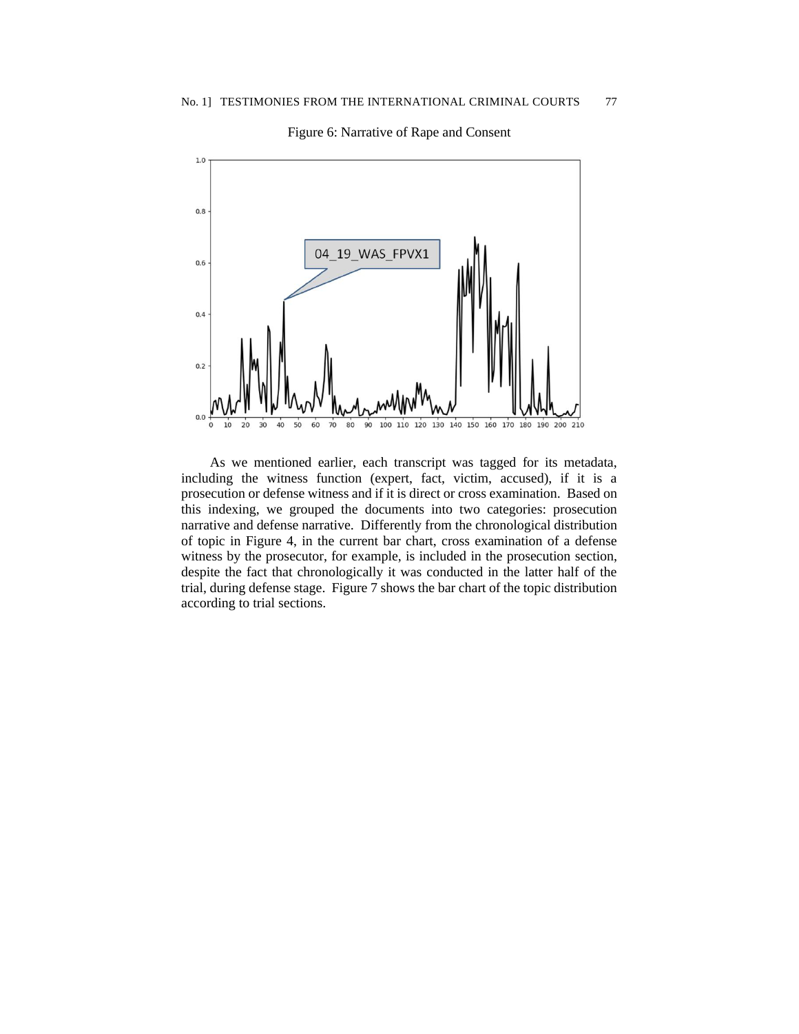Figure 6: Narrative of Rape and Consent

As we mentioned earlier, each transcript was tagged for its metadata, including the witness function (expert, fact, victim, accused), if it is a prosecution or defense witness and if it is direct or cross examination. Based on this indexing, we grouped the documents into two categories: prosecution narrative and defense narrative. Differently from the chronological distribution of topic in Figure 4, in the current bar chart, cross examination of a defense witness by the prosecutor, for example, is included in the prosecution section, despite the fact that chronologically it was conducted in the latter half of the trial, during defense stage. Figure 7 shows the bar chart of the topic distribution according to trial sections.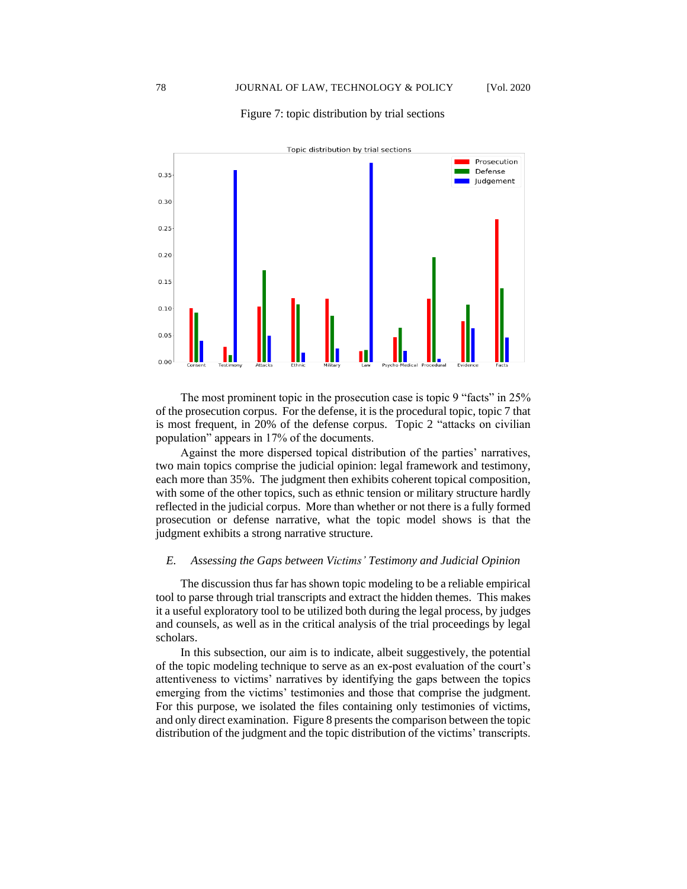Figure 7: topic distribution by trial sections

The most prominent topic in the prosecution case is topic 9 "facts" in 25% of the prosecution corpus. For the defense, it is the procedural topic, topic 7 that is most frequent, in 20% of the defense corpus. Topic 2 "attacks on civilian population" appears in 17% of the documents.

Against the more dispersed topical distribution of the parties' narratives, two main topics comprise the judicial opinion: legal framework and testimony, each more than 35%. The judgment then exhibits coherent topical composition, with some of the other topics, such as ethnic tension or military structure hardly reflected in the judicial corpus. More than whether or not there is a fully formed prosecution or defense narrative, what the topic model shows is that the judgment exhibits a strong narrative structure.

### *E. Assessing the Gaps between Victims' Testimony and Judicial Opinion*

The discussion thus far has shown topic modeling to be a reliable empirical tool to parse through trial transcripts and extract the hidden themes. This makes it a useful exploratory tool to be utilized both during the legal process, by judges and counsels, as well as in the critical analysis of the trial proceedings by legal scholars.

In this subsection, our aim is to indicate, albeit suggestively, the potential of the topic modeling technique to serve as an ex-post evaluation of the court's attentiveness to victims' narratives by identifying the gaps between the topics emerging from the victims' testimonies and those that comprise the judgment. For this purpose, we isolated the files containing only testimonies of victims, and only direct examination. Figure 8 presents the comparison between the topic distribution of the judgment and the topic distribution of the victims' transcripts.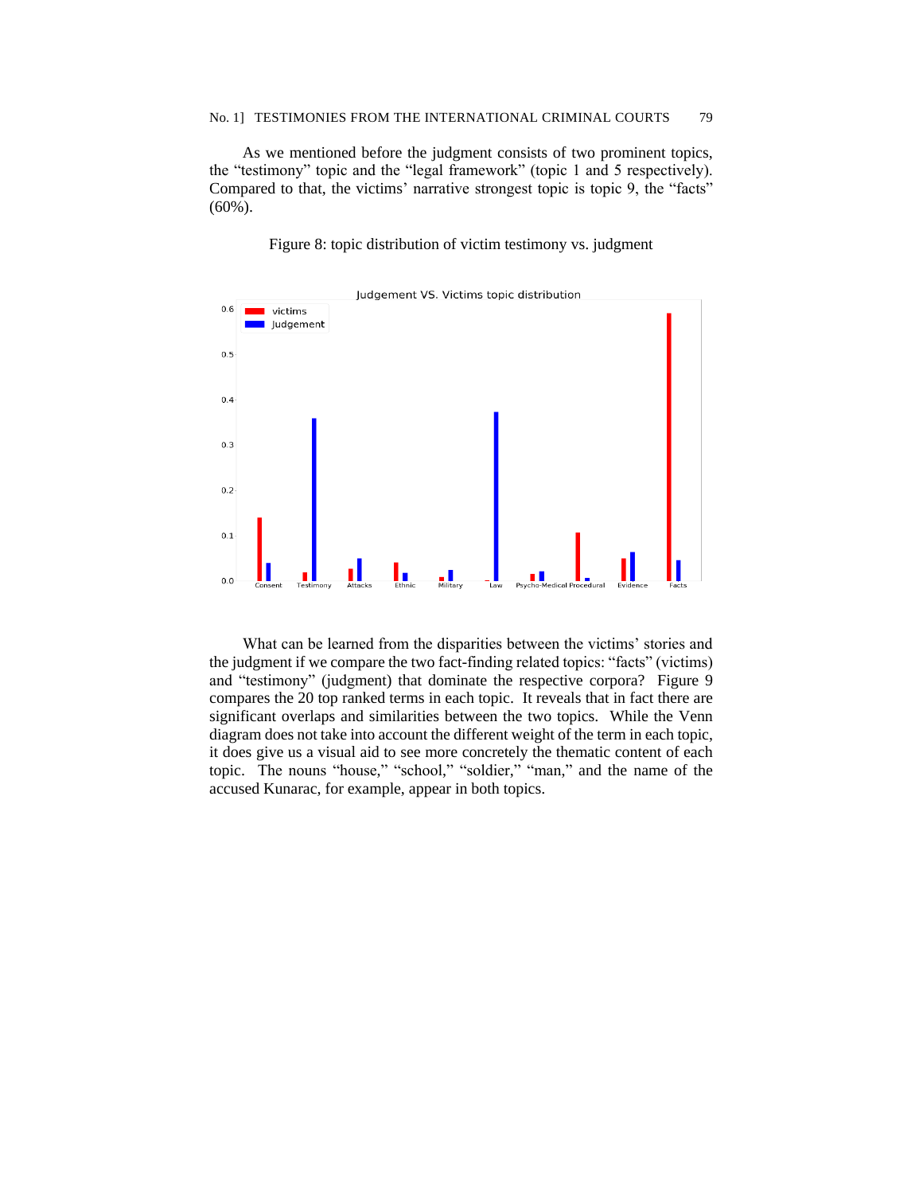As we mentioned before the judgment consists of two prominent topics, the "testimony" topic and the "legal framework" (topic 1 and 5 respectively). Compared to that, the victims' narrative strongest topic is topic 9, the "facts" (60%).

Figure 8: topic distribution of victim testimony vs. judgment

What can be learned from the disparities between the victims' stories and the judgment if we compare the two fact-finding related topics: "facts" (victims) and "testimony" (judgment) that dominate the respective corpora? Figure 9 compares the 20 top ranked terms in each topic. It reveals that in fact there are significant overlaps and similarities between the two topics. While the Venn diagram does not take into account the different weight of the term in each topic, it does give us a visual aid to see more concretely the thematic content of each topic. The nouns "house," "school," "soldier," "man," and the name of the accused Kunarac, for example, appear in both topics.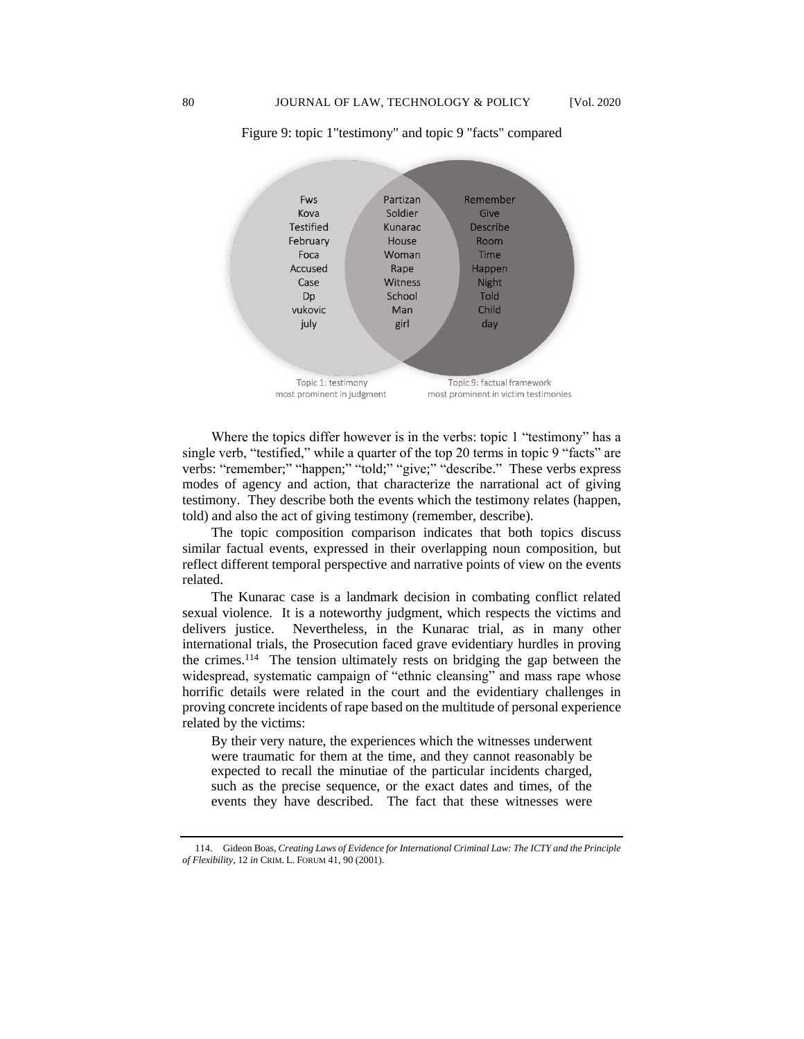Figure 9: topic 1"testimony" and topic 9 "facts" compared

| Topic 1 only | Overlap | Topic 9 only |
| --- | --- | --- |
| Fws | Partizan | Remember |
| Kova | Soldier | Give |
| Testified | Kunarac | Describe |
| February | House | Room |
| Foca | Woman | Time |
| Accused | Rape | Happen |
| Case | Witness | Night |
| Dp | School | Told |
| vukovic | Man | Child |
| july | girl | day |

Topic 1: testimony most prominent in judgment

Topic 9: factual framework most prominent in victim testimonies

Where the topics differ however is in the verbs: topic 1 "testimony" has a single verb, "testified," while a quarter of the top 20 terms in topic 9 "facts" are verbs: "remember;" "happen;" "told;" "give;" "describe." These verbs express modes of agency and action, that characterize the narrational act of giving testimony. They describe both the events which the testimony relates (happen, told) and also the act of giving testimony (remember, describe).

The topic composition comparison indicates that both topics discuss similar factual events, expressed in their overlapping noun composition, but reflect different temporal perspective and narrative points of view on the events related.

The Kunarac case is a landmark decision in combating conflict related sexual violence. It is a noteworthy judgment, which respects the victims and delivers justice. Nevertheless, in the Kunarac trial, as in many other international trials, the Prosecution faced grave evidentiary hurdles in proving the crimes.[114] The tension ultimately rests on bridging the gap between the widespread, systematic campaign of "ethnic cleansing" and mass rape whose horrific details were related in the court and the evidentiary challenges in proving concrete incidents of rape based on the multitude of personal experience related by the victims:

> By their very nature, the experiences which the witnesses underwent were traumatic for them at the time, and they cannot reasonably be expected to recall the minutiae of the particular incidents charged, such as the precise sequence, or the exact dates and times, of the events they have described. The fact that these witnesses were

114. Gideon Boas, *Creating Laws of Evidence for International Criminal Law: The ICTY and the Principle of Flexibility*, 12 *in* CRIM. L. FORUM 41, 90 (2001).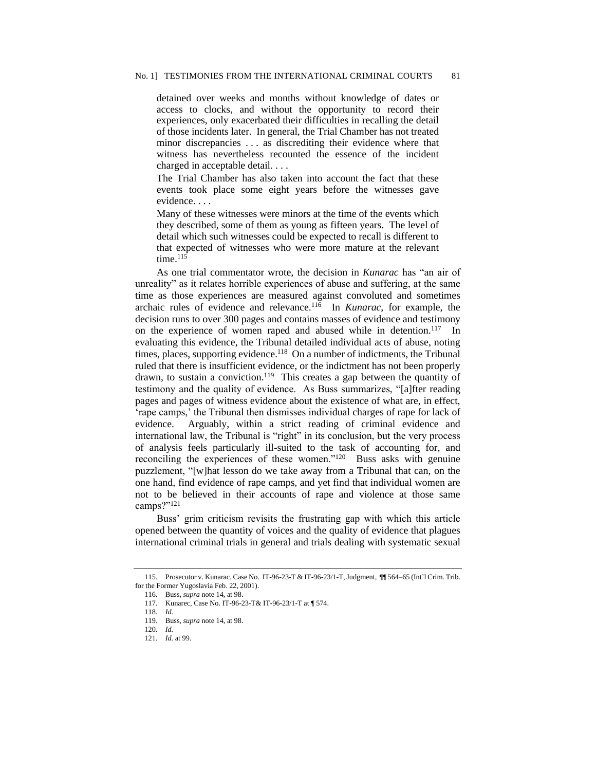> detained over weeks and months without knowledge of dates or access to clocks, and without the opportunity to record their experiences, only exacerbated their difficulties in recalling the detail of those incidents later. In general, the Trial Chamber has not treated minor discrepancies . . . as discrediting their evidence where that witness has nevertheless recounted the essence of the incident charged in acceptable detail. . . .
>
> The Trial Chamber has also taken into account the fact that these events took place some eight years before the witnesses gave evidence. . . .
>
> Many of these witnesses were minors at the time of the events which they described, some of them as young as fifteen years. The level of detail which such witnesses could be expected to recall is different to that expected of witnesses who were more mature at the relevant time.[115]

As one trial commentator wrote, the decision in *Kunarac* has "an air of unreality" as it relates horrible experiences of abuse and suffering, at the same time as those experiences are measured against convoluted and sometimes archaic rules of evidence and relevance.[116] In *Kunarac*, for example, the decision runs to over 300 pages and contains masses of evidence and testimony on the experience of women raped and abused while in detention.[117] In evaluating this evidence, the Tribunal detailed individual acts of abuse, noting times, places, supporting evidence.[118] On a number of indictments, the Tribunal ruled that there is insufficient evidence, or the indictment has not been properly drawn, to sustain a conviction.[119] This creates a gap between the quantity of testimony and the quality of evidence. As Buss summarizes, "[a]fter reading pages and pages of witness evidence about the existence of what are, in effect, 'rape camps,' the Tribunal then dismisses individual charges of rape for lack of evidence. Arguably, within a strict reading of criminal evidence and international law, the Tribunal is "right" in its conclusion, but the very process of analysis feels particularly ill-suited to the task of accounting for, and reconciling the experiences of these women."[120] Buss asks with genuine puzzlement, "[w]hat lesson do we take away from a Tribunal that can, on the one hand, find evidence of rape camps, and yet find that individual women are not to be believed in their accounts of rape and violence at those same camps?"[121]

Buss' grim criticism revisits the frustrating gap with which this article opened between the quantity of voices and the quality of evidence that plagues international criminal trials in general and trials dealing with systematic sexual

---

115. Prosecutor v. Kunarac, Case No. IT-96-23-T & IT-96-23/1-T, Judgment, ¶¶ 564–65 (Int'l Crim. Trib. for the Former Yugoslavia Feb. 22, 2001).

116. Buss, *supra* note 14, at 98.

117. Kunarec, Case No. IT-96-23-T& IT-96-23/1-T at ¶ 574.

118. *Id.*

119. Buss, *supra* note 14, at 98.

120. *Id.*

121. *Id.* at 99.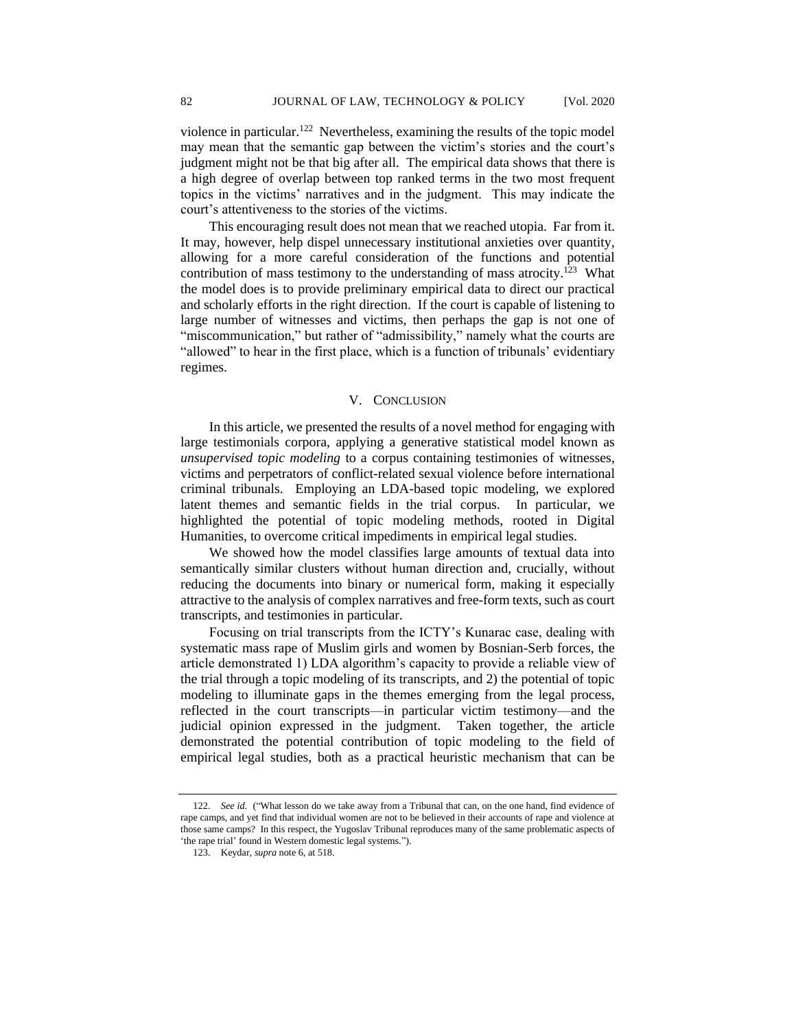violence in particular.[122] Nevertheless, examining the results of the topic model may mean that the semantic gap between the victim's stories and the court's judgment might not be that big after all. The empirical data shows that there is a high degree of overlap between top ranked terms in the two most frequent topics in the victims' narratives and in the judgment. This may indicate the court's attentiveness to the stories of the victims.

This encouraging result does not mean that we reached utopia. Far from it. It may, however, help dispel unnecessary institutional anxieties over quantity, allowing for a more careful consideration of the functions and potential contribution of mass testimony to the understanding of mass atrocity.[123] What the model does is to provide preliminary empirical data to direct our practical and scholarly efforts in the right direction. If the court is capable of listening to large number of witnesses and victims, then perhaps the gap is not one of "miscommunication," but rather of "admissibility," namely what the courts are "allowed" to hear in the first place, which is a function of tribunals' evidentiary regimes.

## V. CONCLUSION

In this article, we presented the results of a novel method for engaging with large testimonials corpora, applying a generative statistical model known as *unsupervised topic modeling* to a corpus containing testimonies of witnesses, victims and perpetrators of conflict-related sexual violence before international criminal tribunals. Employing an LDA-based topic modeling, we explored latent themes and semantic fields in the trial corpus. In particular, we highlighted the potential of topic modeling methods, rooted in Digital Humanities, to overcome critical impediments in empirical legal studies.

We showed how the model classifies large amounts of textual data into semantically similar clusters without human direction and, crucially, without reducing the documents into binary or numerical form, making it especially attractive to the analysis of complex narratives and free-form texts, such as court transcripts, and testimonies in particular.

Focusing on trial transcripts from the ICTY's Kunarac case, dealing with systematic mass rape of Muslim girls and women by Bosnian-Serb forces, the article demonstrated 1) LDA algorithm's capacity to provide a reliable view of the trial through a topic modeling of its transcripts, and 2) the potential of topic modeling to illuminate gaps in the themes emerging from the legal process, reflected in the court transcripts—in particular victim testimony—and the judicial opinion expressed in the judgment. Taken together, the article demonstrated the potential contribution of topic modeling to the field of empirical legal studies, both as a practical heuristic mechanism that can be

---

122. *See id.* ("What lesson do we take away from a Tribunal that can, on the one hand, find evidence of rape camps, and yet find that individual women are not to be believed in their accounts of rape and violence at those same camps? In this respect, the Yugoslav Tribunal reproduces many of the same problematic aspects of 'the rape trial' found in Western domestic legal systems.").

123. Keydar, *supra* note 6, at 518.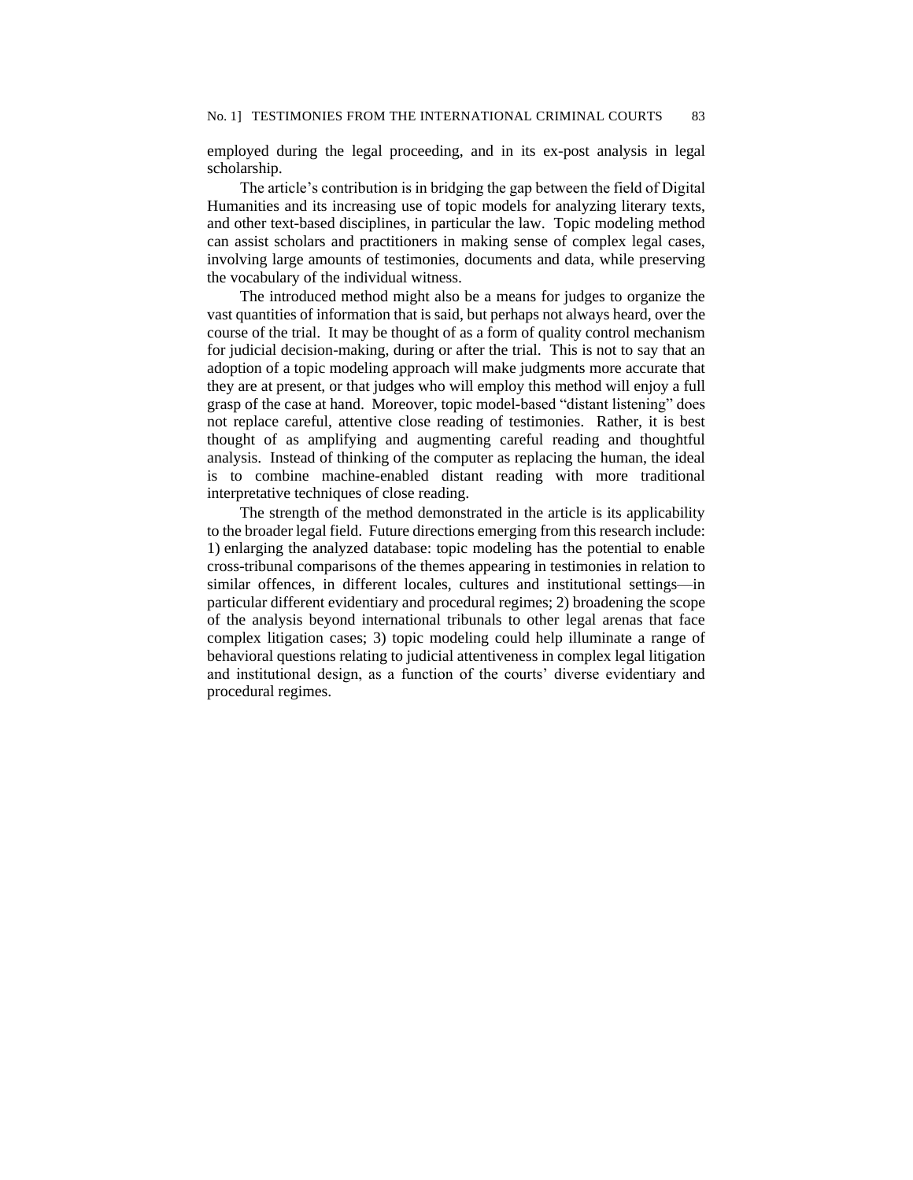employed during the legal proceeding, and in its ex-post analysis in legal scholarship.

The article's contribution is in bridging the gap between the field of Digital Humanities and its increasing use of topic models for analyzing literary texts, and other text-based disciplines, in particular the law. Topic modeling method can assist scholars and practitioners in making sense of complex legal cases, involving large amounts of testimonies, documents and data, while preserving the vocabulary of the individual witness.

The introduced method might also be a means for judges to organize the vast quantities of information that is said, but perhaps not always heard, over the course of the trial. It may be thought of as a form of quality control mechanism for judicial decision-making, during or after the trial. This is not to say that an adoption of a topic modeling approach will make judgments more accurate that they are at present, or that judges who will employ this method will enjoy a full grasp of the case at hand. Moreover, topic model-based "distant listening" does not replace careful, attentive close reading of testimonies. Rather, it is best thought of as amplifying and augmenting careful reading and thoughtful analysis. Instead of thinking of the computer as replacing the human, the ideal is to combine machine-enabled distant reading with more traditional interpretative techniques of close reading.

The strength of the method demonstrated in the article is its applicability to the broader legal field. Future directions emerging from this research include: 1) enlarging the analyzed database: topic modeling has the potential to enable cross-tribunal comparisons of the themes appearing in testimonies in relation to similar offences, in different locales, cultures and institutional settings—in particular different evidentiary and procedural regimes; 2) broadening the scope of the analysis beyond international tribunals to other legal arenas that face complex litigation cases; 3) topic modeling could help illuminate a range of behavioral questions relating to judicial attentiveness in complex legal litigation and institutional design, as a function of the courts' diverse evidentiary and procedural regimes.